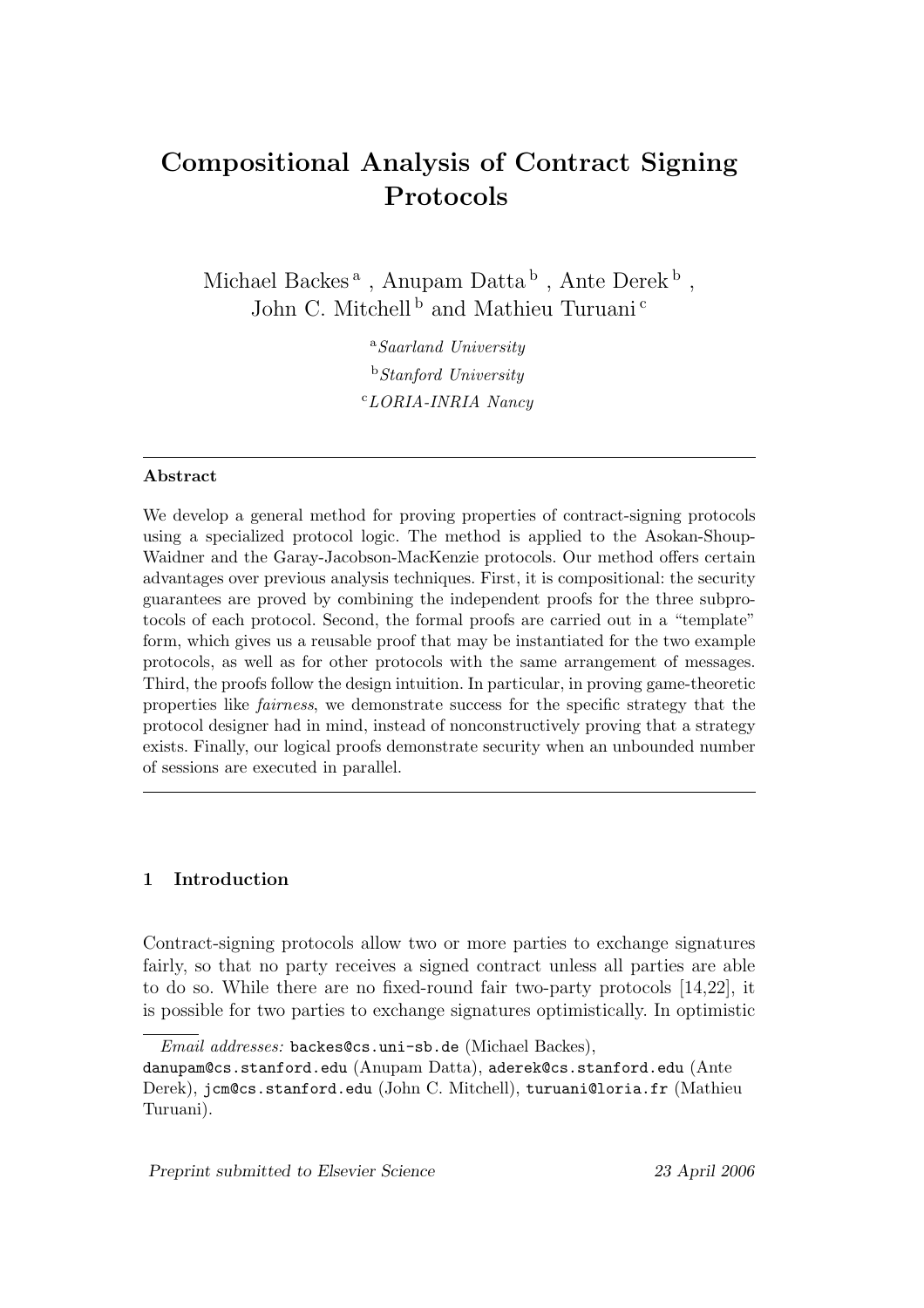# Compositional Analysis of Contract Signing Protocols

Michael Backes [a] , Anupam Datta [b] , Ante Derek [b] , John C. Mitchell [b] and Mathieu Turuani [c]

[a] *Saarland University*

[b] *Stanford University*

[c] *LORIA-INRIA Nancy*

---

**Abstract**

We develop a general method for proving properties of contract-signing protocols using a specialized protocol logic. The method is applied to the Asokan-Shoup-Waidner and the Garay-Jacobson-MacKenzie protocols. Our method offers certain advantages over previous analysis techniques. First, it is compositional: the security guarantees are proved by combining the independent proofs for the three subprotocols of each protocol. Second, the formal proofs are carried out in a "template" form, which gives us a reusable proof that may be instantiated for the two example protocols, as well as for other protocols with the same arrangement of messages. Third, the proofs follow the design intuition. In particular, in proving game-theoretic properties like *fairness*, we demonstrate success for the specific strategy that the protocol designer had in mind, instead of nonconstructively proving that a strategy exists. Finally, our logical proofs demonstrate security when an unbounded number of sessions are executed in parallel.

---

## 1 Introduction

Contract-signing protocols allow two or more parties to exchange signatures fairly, so that no party receives a signed contract unless all parties are able to do so. While there are no fixed-round fair two-party protocols [14,22], it is possible for two parties to exchange signatures optimistically. In optimistic

---

*Email addresses:* backes@cs.uni-sb.de (Michael Backes), danupam@cs.stanford.edu (Anupam Datta), aderek@cs.stanford.edu (Ante Derek), jcm@cs.stanford.edu (John C. Mitchell), turuani@loria.fr (Mathieu Turuani).

*Preprint submitted to Elsevier Science* 23 April 2006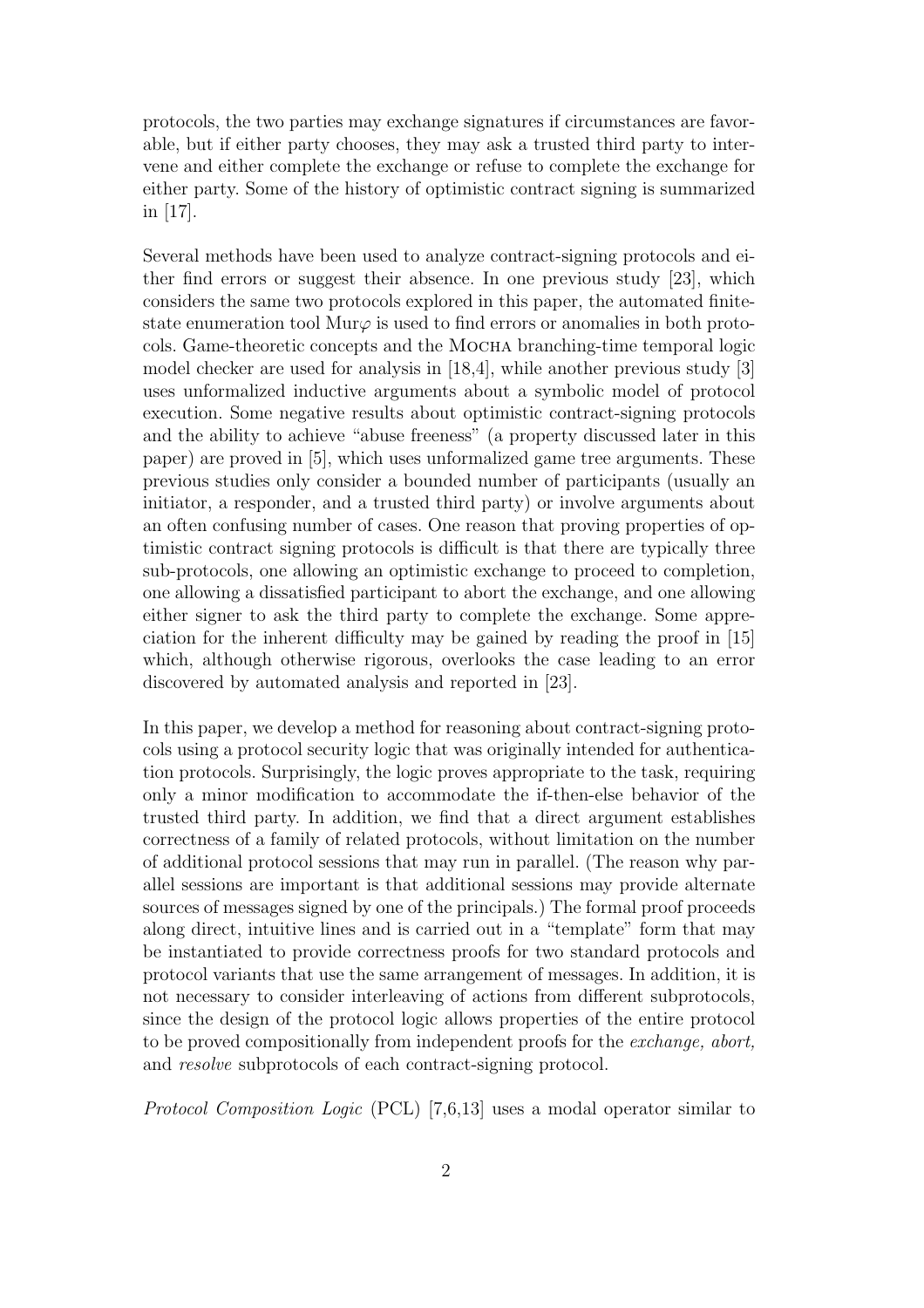protocols, the two parties may exchange signatures if circumstances are favorable, but if either party chooses, they may ask a trusted third party to intervene and either complete the exchange or refuse to complete the exchange for either party. Some of the history of optimistic contract signing is summarized in [17].

Several methods have been used to analyze contract-signing protocols and either find errors or suggest their absence. In one previous study [23], which considers the same two protocols explored in this paper, the automated finite-state enumeration tool Mur$\varphi$ is used to find errors or anomalies in both protocols. Game-theoretic concepts and the Mocha branching-time temporal logic model checker are used for analysis in [18,4], while another previous study [3] uses unformalized inductive arguments about a symbolic model of protocol execution. Some negative results about optimistic contract-signing protocols and the ability to achieve "abuse freeness" (a property discussed later in this paper) are proved in [5], which uses unformalized game tree arguments. These previous studies only consider a bounded number of participants (usually an initiator, a responder, and a trusted third party) or involve arguments about an often confusing number of cases. One reason that proving properties of optimistic contract signing protocols is difficult is that there are typically three sub-protocols, one allowing an optimistic exchange to proceed to completion, one allowing a dissatisfied participant to abort the exchange, and one allowing either signer to ask the third party to complete the exchange. Some appreciation for the inherent difficulty may be gained by reading the proof in [15] which, although otherwise rigorous, overlooks the case leading to an error discovered by automated analysis and reported in [23].

In this paper, we develop a method for reasoning about contract-signing protocols using a protocol security logic that was originally intended for authentication protocols. Surprisingly, the logic proves appropriate to the task, requiring only a minor modification to accommodate the if-then-else behavior of the trusted third party. In addition, we find that a direct argument establishes correctness of a family of related protocols, without limitation on the number of additional protocol sessions that may run in parallel. (The reason why parallel sessions are important is that additional sessions may provide alternate sources of messages signed by one of the principals.) The formal proof proceeds along direct, intuitive lines and is carried out in a "template" form that may be instantiated to provide correctness proofs for two standard protocols and protocol variants that use the same arrangement of messages. In addition, it is not necessary to consider interleaving of actions from different subprotocols, since the design of the protocol logic allows properties of the entire protocol to be proved compositionally from independent proofs for the *exchange, abort,* and *resolve* subprotocols of each contract-signing protocol.

*Protocol Composition Logic* (PCL) [7,6,13] uses a modal operator similar to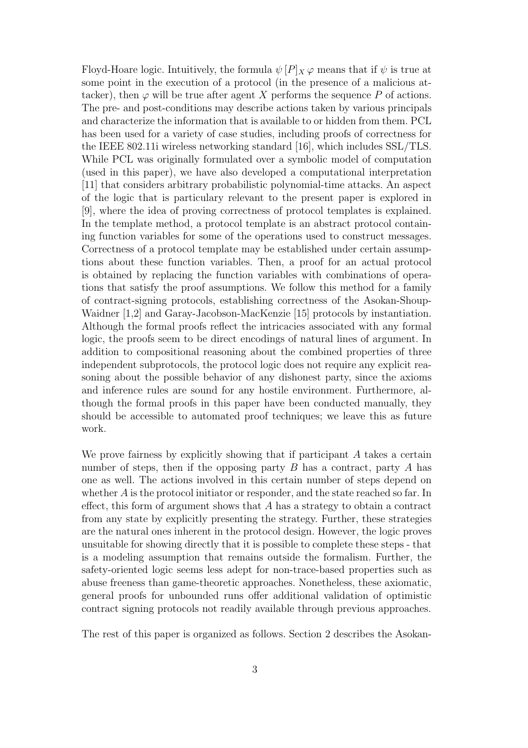Floyd-Hoare logic. Intuitively, the formula $\psi\,[P]_X\,\varphi$ means that if $\psi$ is true at some point in the execution of a protocol (in the presence of a malicious attacker), then $\varphi$ will be true after agent $X$ performs the sequence $P$ of actions. The pre- and post-conditions may describe actions taken by various principals and characterize the information that is available to or hidden from them. PCL has been used for a variety of case studies, including proofs of correctness for the IEEE 802.11i wireless networking standard [16], which includes SSL/TLS. While PCL was originally formulated over a symbolic model of computation (used in this paper), we have also developed a computational interpretation [11] that considers arbitrary probabilistic polynomial-time attacks. An aspect of the logic that is particulary relevant to the present paper is explored in [9], where the idea of proving correctness of protocol templates is explained. In the template method, a protocol template is an abstract protocol containing function variables for some of the operations used to construct messages. Correctness of a protocol template may be established under certain assumptions about these function variables. Then, a proof for an actual protocol is obtained by replacing the function variables with combinations of operations that satisfy the proof assumptions. We follow this method for a family of contract-signing protocols, establishing correctness of the Asokan-Shoup-Waidner [1,2] and Garay-Jacobson-MacKenzie [15] protocols by instantiation. Although the formal proofs reflect the intricacies associated with any formal logic, the proofs seem to be direct encodings of natural lines of argument. In addition to compositional reasoning about the combined properties of three independent subprotocols, the protocol logic does not require any explicit reasoning about the possible behavior of any dishonest party, since the axioms and inference rules are sound for any hostile environment. Furthermore, although the formal proofs in this paper have been conducted manually, they should be accessible to automated proof techniques; we leave this as future work.

We prove fairness by explicitly showing that if participant $A$ takes a certain number of steps, then if the opposing party $B$ has a contract, party $A$ has one as well. The actions involved in this certain number of steps depend on whether $A$ is the protocol initiator or responder, and the state reached so far. In effect, this form of argument shows that $A$ has a strategy to obtain a contract from any state by explicitly presenting the strategy. Further, these strategies are the natural ones inherent in the protocol design. However, the logic proves unsuitable for showing directly that it is possible to complete these steps - that is a modeling assumption that remains outside the formalism. Further, the safety-oriented logic seems less adept for non-trace-based properties such as abuse freeness than game-theoretic approaches. Nonetheless, these axiomatic, general proofs for unbounded runs offer additional validation of optimistic contract signing protocols not readily available through previous approaches.

The rest of this paper is organized as follows. Section 2 describes the Asokan-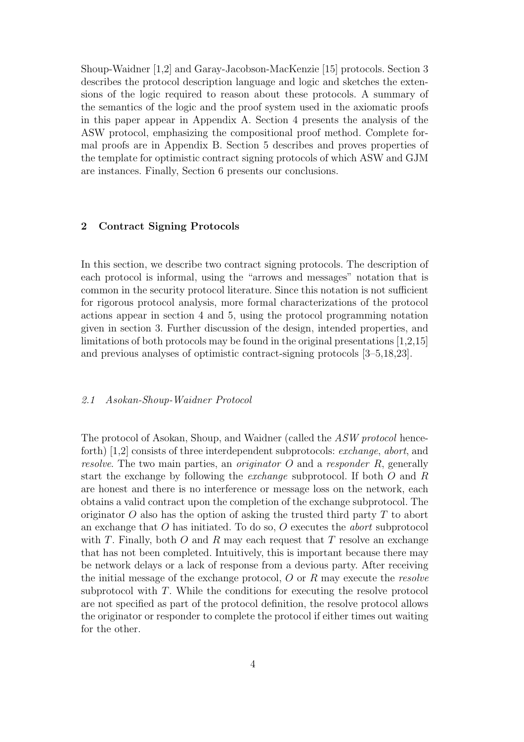Shoup-Waidner [1,2] and Garay-Jacobson-MacKenzie [15] protocols. Section 3 describes the protocol description language and logic and sketches the extensions of the logic required to reason about these protocols. A summary of the semantics of the logic and the proof system used in the axiomatic proofs in this paper appear in Appendix A. Section 4 presents the analysis of the ASW protocol, emphasizing the compositional proof method. Complete formal proofs are in Appendix B. Section 5 describes and proves properties of the template for optimistic contract signing protocols of which ASW and GJM are instances. Finally, Section 6 presents our conclusions.

## 2 Contract Signing Protocols

In this section, we describe two contract signing protocols. The description of each protocol is informal, using the "arrows and messages" notation that is common in the security protocol literature. Since this notation is not sufficient for rigorous protocol analysis, more formal characterizations of the protocol actions appear in section 4 and 5, using the protocol programming notation given in section 3. Further discussion of the design, intended properties, and limitations of both protocols may be found in the original presentations [1,2,15] and previous analyses of optimistic contract-signing protocols [3–5,18,23].

### *2.1 Asokan-Shoup-Waidner Protocol*

The protocol of Asokan, Shoup, and Waidner (called the *ASW protocol* henceforth) [1,2] consists of three interdependent subprotocols: *exchange*, *abort*, and *resolve*. The two main parties, an *originator* $O$ and a *responder* $R$, generally start the exchange by following the *exchange* subprotocol. If both $O$ and $R$ are honest and there is no interference or message loss on the network, each obtains a valid contract upon the completion of the exchange subprotocol. The originator $O$ also has the option of asking the trusted third party $T$ to abort an exchange that $O$ has initiated. To do so, $O$ executes the *abort* subprotocol with $T$. Finally, both $O$ and $R$ may each request that $T$ resolve an exchange that has not been completed. Intuitively, this is important because there may be network delays or a lack of response from a devious party. After receiving the initial message of the exchange protocol, $O$ or $R$ may execute the *resolve* subprotocol with $T$. While the conditions for executing the resolve protocol are not specified as part of the protocol definition, the resolve protocol allows the originator or responder to complete the protocol if either times out waiting for the other.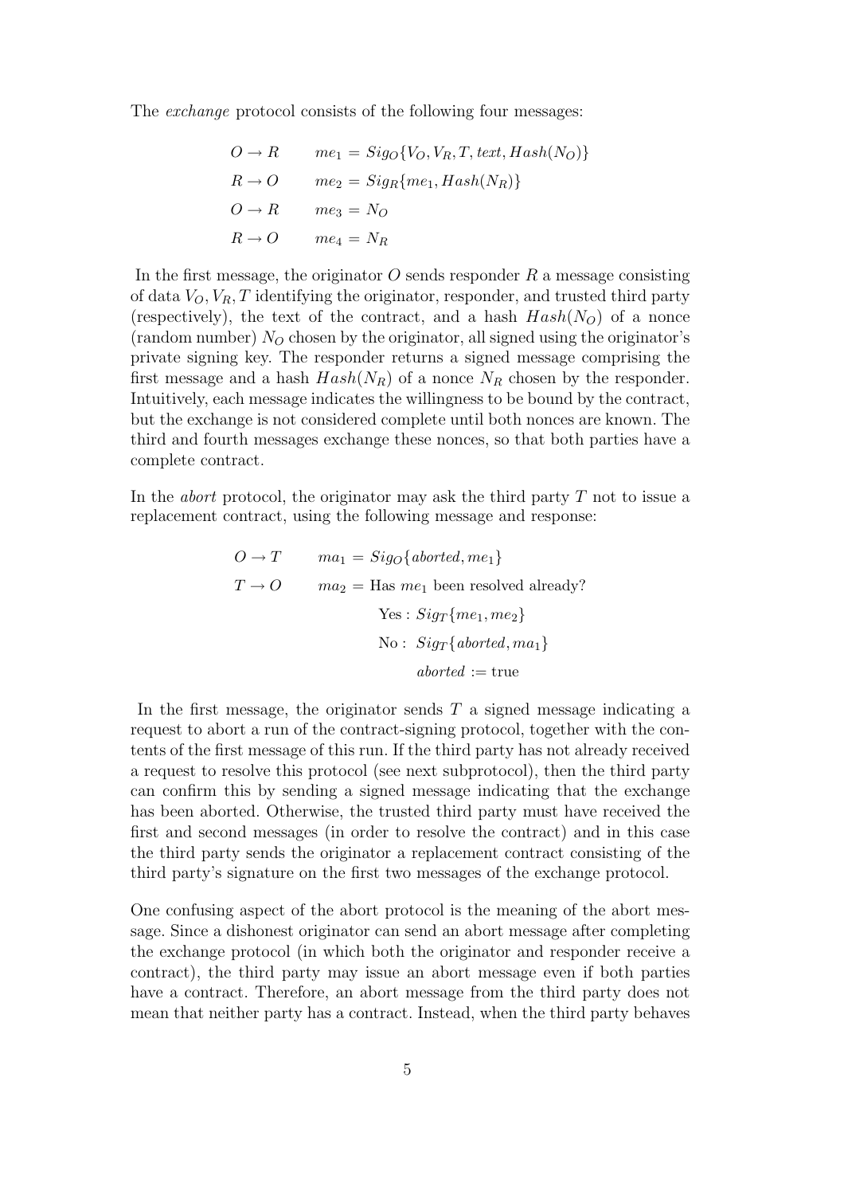The *exchange* protocol consists of the following four messages:

$$
\begin{aligned}
O \to R &\qquad me_1 = Sig_O\{V_O, V_R, T, text, Hash(N_O)\} \\
R \to O &\qquad me_2 = Sig_R\{me_1, Hash(N_R)\} \\
O \to R &\qquad me_3 = N_O \\
R \to O &\qquad me_4 = N_R
\end{aligned}
$$

In the first message, the originator $O$ sends responder $R$ a message consisting of data $V_O, V_R, T$ identifying the originator, responder, and trusted third party (respectively), the text of the contract, and a hash $Hash(N_O)$ of a nonce (random number) $N_O$ chosen by the originator, all signed using the originator's private signing key. The responder returns a signed message comprising the first message and a hash $Hash(N_R)$ of a nonce $N_R$ chosen by the responder. Intuitively, each message indicates the willingness to be bound by the contract, but the exchange is not considered complete until both nonces are known. The third and fourth messages exchange these nonces, so that both parties have a complete contract.

In the *abort* protocol, the originator may ask the third party $T$ not to issue a replacement contract, using the following message and response:

$$
\begin{aligned}
O \to T &\qquad ma_1 = Sig_O\{aborted, me_1\} \\
T \to O &\qquad ma_2 = \text{Has } me_1 \text{ been resolved already?} \\
&\qquad\qquad \text{Yes}: Sig_T\{me_1, me_2\} \\
&\qquad\qquad \text{No}: \ Sig_T\{aborted, ma_1\} \\
&\qquad\qquad\qquad aborted := \text{true}
\end{aligned}
$$

In the first message, the originator sends $T$ a signed message indicating a request to abort a run of the contract-signing protocol, together with the contents of the first message of this run. If the third party has not already received a request to resolve this protocol (see next subprotocol), then the third party can confirm this by sending a signed message indicating that the exchange has been aborted. Otherwise, the trusted third party must have received the first and second messages (in order to resolve the contract) and in this case the third party sends the originator a replacement contract consisting of the third party's signature on the first two messages of the exchange protocol.

One confusing aspect of the abort protocol is the meaning of the abort message. Since a dishonest originator can send an abort message after completing the exchange protocol (in which both the originator and responder receive a contract), the third party may issue an abort message even if both parties have a contract. Therefore, an abort message from the third party does not mean that neither party has a contract. Instead, when the third party behaves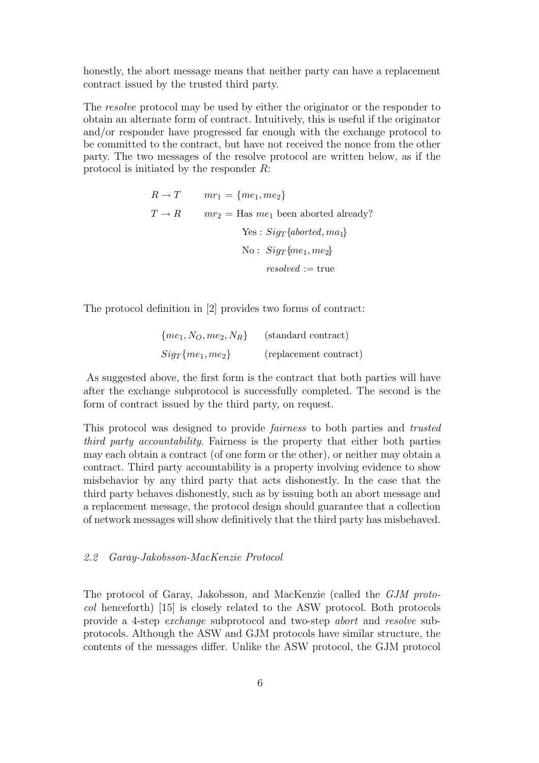honestly, the abort message means that neither party can have a replacement contract issued by the trusted third party.

The *resolve* protocol may be used by either the originator or the responder to obtain an alternate form of contract. Intuitively, this is useful if the originator and/or responder have progressed far enough with the exchange protocol to be committed to the contract, but have not received the nonce from the other party. The two messages of the resolve protocol are written below, as if the protocol is initiated by the responder $R$:

$$
\begin{aligned}
R \rightarrow T \qquad & mr_1 = \{me_1, me_2\} \\
T \rightarrow R \qquad & mr_2 = \text{Has } me_1 \text{ been aborted already?} \\
& \qquad \text{Yes}: \; Sig_T\{aborted, ma_1\} \\
& \qquad \text{No}: \; Sig_T\{me_1, me_2\} \\
& \qquad \qquad resolved := \text{true}
\end{aligned}
$$

The protocol definition in [2] provides two forms of contract:

$$
\begin{aligned}
&\{me_1, N_O, me_2, N_R\} \qquad && \text{(standard contract)} \\
&Sig_T\{me_1, me_2\} \qquad && \text{(replacement contract)}
\end{aligned}
$$

As suggested above, the first form is the contract that both parties will have after the exchange subprotocol is successfully completed. The second is the form of contract issued by the third party, on request.

This protocol was designed to provide *fairness* to both parties and *trusted third party accountability*. Fairness is the property that either both parties may each obtain a contract (of one form or the other), or neither may obtain a contract. Third party accountability is a property involving evidence to show misbehavior by any third party that acts dishonestly. In the case that the third party behaves dishonestly, such as by issuing both an abort message and a replacement message, the protocol design should guarantee that a collection of network messages will show definitively that the third party has misbehaved.

### *2.2 Garay-Jakobsson-MacKenzie Protocol*

The protocol of Garay, Jakobsson, and MacKenzie (called the *GJM protocol* henceforth) [15] is closely related to the ASW protocol. Both protocols provide a 4-step *exchange* subprotocol and two-step *abort* and *resolve* subprotocols. Although the ASW and GJM protocols have similar structure, the contents of the messages differ. Unlike the ASW protocol, the GJM protocol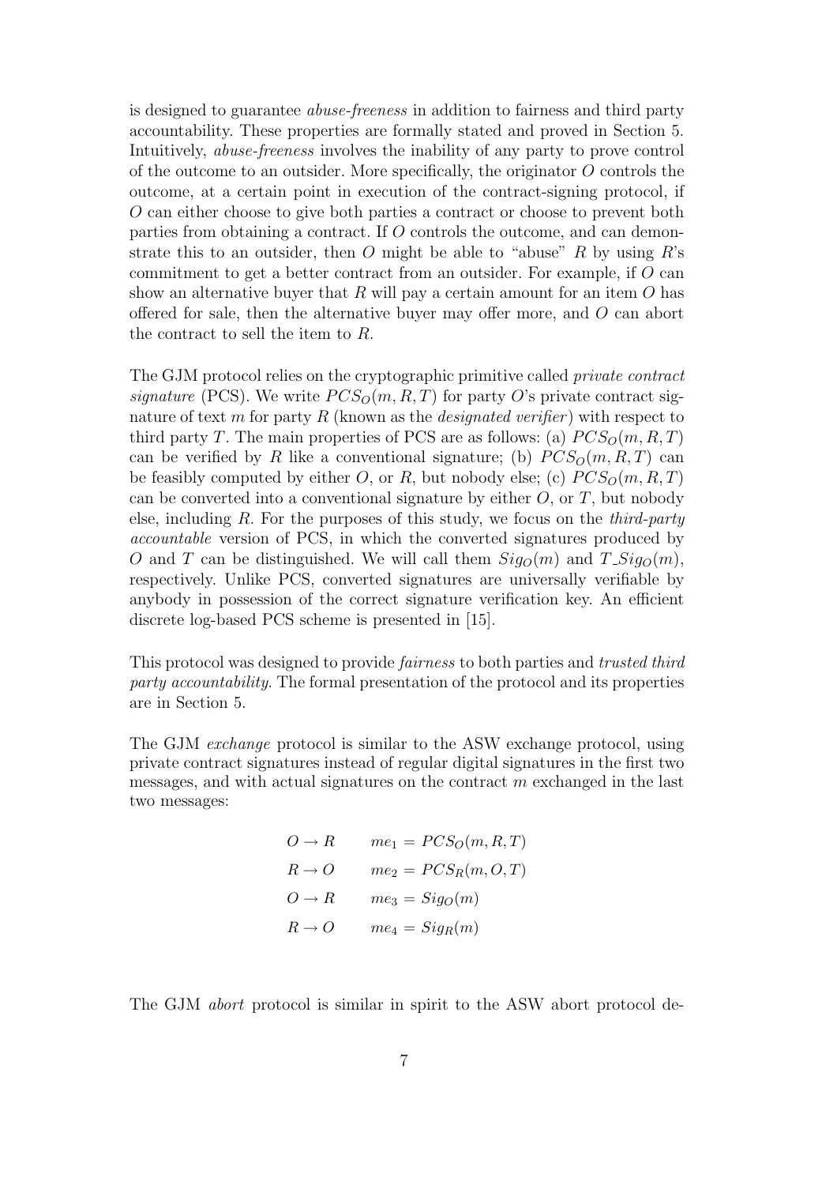is designed to guarantee *abuse-freeness* in addition to fairness and third party accountability. These properties are formally stated and proved in Section 5. Intuitively, *abuse-freeness* involves the inability of any party to prove control of the outcome to an outsider. More specifically, the originator $O$ controls the outcome, at a certain point in execution of the contract-signing protocol, if $O$ can either choose to give both parties a contract or choose to prevent both parties from obtaining a contract. If $O$ controls the outcome, and can demonstrate this to an outsider, then $O$ might be able to "abuse" $R$ by using $R$'s commitment to get a better contract from an outsider. For example, if $O$ can show an alternative buyer that $R$ will pay a certain amount for an item $O$ has offered for sale, then the alternative buyer may offer more, and $O$ can abort the contract to sell the item to $R$.

The GJM protocol relies on the cryptographic primitive called *private contract signature* (PCS). We write $PCS_O(m, R, T)$ for party $O$'s private contract signature of text $m$ for party $R$ (known as the *designated verifier*) with respect to third party $T$. The main properties of PCS are as follows: (a) $PCS_O(m, R, T)$ can be verified by $R$ like a conventional signature; (b) $PCS_O(m, R, T)$ can be feasibly computed by either $O$, or $R$, but nobody else; (c) $PCS_O(m, R, T)$ can be converted into a conventional signature by either $O$, or $T$, but nobody else, including $R$. For the purposes of this study, we focus on the *third-party accountable* version of PCS, in which the converted signatures produced by $O$ and $T$ can be distinguished. We will call them $Sig_O(m)$ and $T\_Sig_O(m)$, respectively. Unlike PCS, converted signatures are universally verifiable by anybody in possession of the correct signature verification key. An efficient discrete log-based PCS scheme is presented in [15].

This protocol was designed to provide *fairness* to both parties and *trusted third party accountability*. The formal presentation of the protocol and its properties are in Section 5.

The GJM *exchange* protocol is similar to the ASW exchange protocol, using private contract signatures instead of regular digital signatures in the first two messages, and with actual signatures on the contract $m$ exchanged in the last two messages:

$$
\begin{array}{ll}
O \rightarrow R & me_1 = PCS_O(m, R, T) \\
R \rightarrow O & me_2 = PCS_R(m, O, T) \\
O \rightarrow R & me_3 = Sig_O(m) \\
R \rightarrow O & me_4 = Sig_R(m)
\end{array}
$$

The GJM *abort* protocol is similar in spirit to the ASW abort protocol de-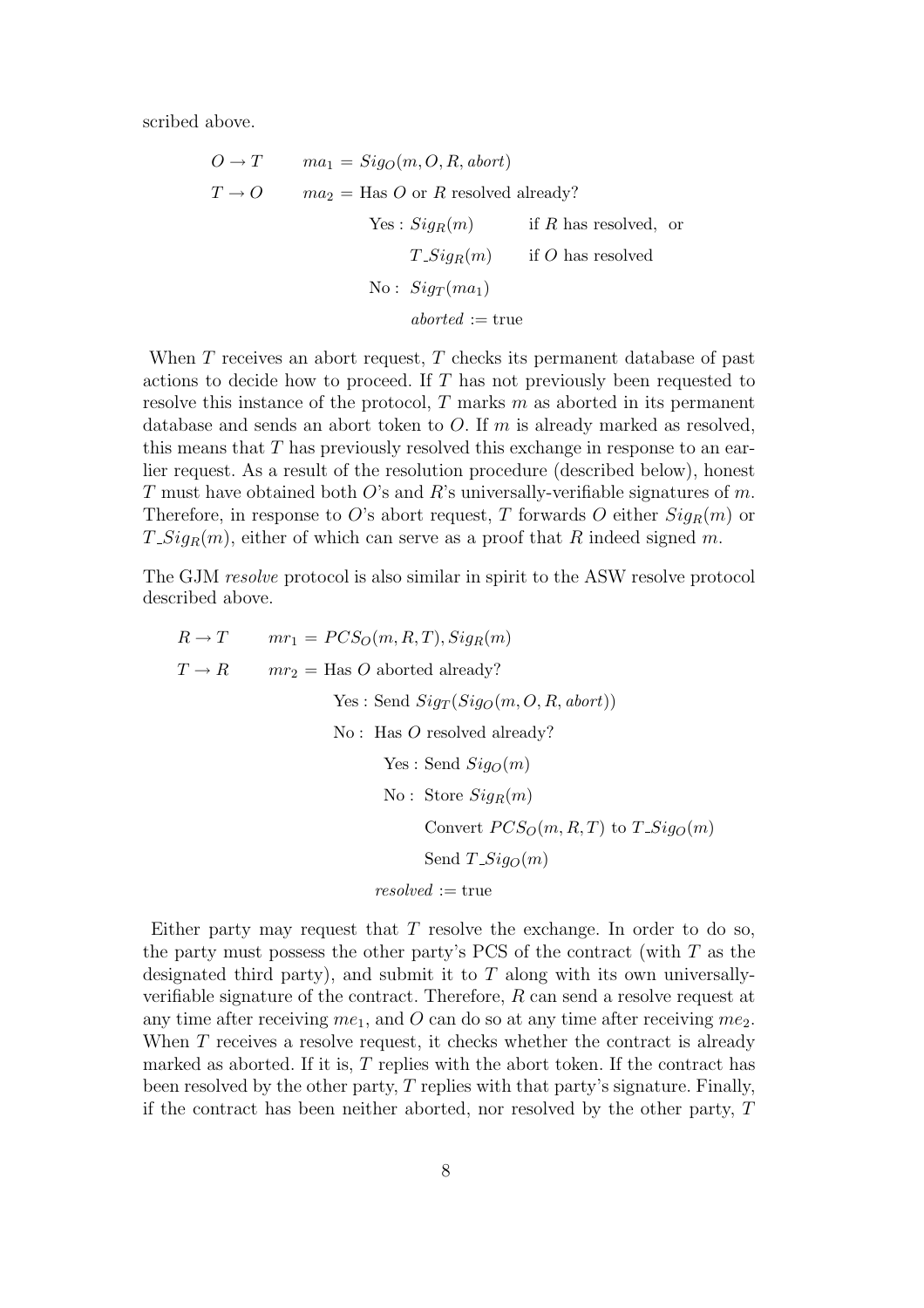scribed above.

$$
\begin{array}{lll}
O \rightarrow T & ma_1 = Sig_O(m, O, R, abort) & \\
T \rightarrow O & ma_2 = \text{Has } O \text{ or } R \text{ resolved already?} & \\
& \quad \text{Yes}: Sig_R(m) \qquad \text{if } R \text{ has resolved, or} & \\
& \quad \qquad T\_Sig_R(m) \qquad \text{if } O \text{ has resolved} & \\
& \quad \text{No}: Sig_T(ma_1) & \\
& \quad \qquad aborted := \text{true} &
\end{array}
$$

When $T$ receives an abort request, $T$ checks its permanent database of past actions to decide how to proceed. If $T$ has not previously been requested to resolve this instance of the protocol, $T$ marks $m$ as aborted in its permanent database and sends an abort token to $O$. If $m$ is already marked as resolved, this means that $T$ has previously resolved this exchange in response to an earlier request. As a result of the resolution procedure (described below), honest $T$ must have obtained both $O$'s and $R$'s universally-verifiable signatures of $m$. Therefore, in response to $O$'s abort request, $T$ forwards $O$ either $Sig_R(m)$ or $T\_Sig_R(m)$, either of which can serve as a proof that $R$ indeed signed $m$.

The GJM *resolve* protocol is also similar in spirit to the ASW resolve protocol described above.

$$
\begin{array}{ll}
R \rightarrow T & mr_1 = PCS_O(m, R, T), Sig_R(m) \\
T \rightarrow R & mr_2 = \text{Has } O \text{ aborted already?} \\
& \quad \text{Yes}: \text{Send } Sig_T(Sig_O(m, O, R, abort)) \\
& \quad \text{No}: \text{ Has } O \text{ resolved already?} \\
& \qquad \text{Yes}: \text{Send } Sig_O(m) \\
& \qquad \text{No}: \text{ Store } Sig_R(m) \\
& \qquad \qquad \text{Convert } PCS_O(m, R, T) \text{ to } T\_Sig_O(m) \\
& \qquad \qquad \text{Send } T\_Sig_O(m) \\
& \quad resolved := \text{true}
\end{array}
$$

Either party may request that $T$ resolve the exchange. In order to do so, the party must possess the other party's PCS of the contract (with $T$ as the designated third party), and submit it to $T$ along with its own universally-verifiable signature of the contract. Therefore, $R$ can send a resolve request at any time after receiving $me_1$, and $O$ can do so at any time after receiving $me_2$. When $T$ receives a resolve request, it checks whether the contract is already marked as aborted. If it is, $T$ replies with the abort token. If the contract has been resolved by the other party, $T$ replies with that party's signature. Finally, if the contract has been neither aborted, nor resolved by the other party, $T$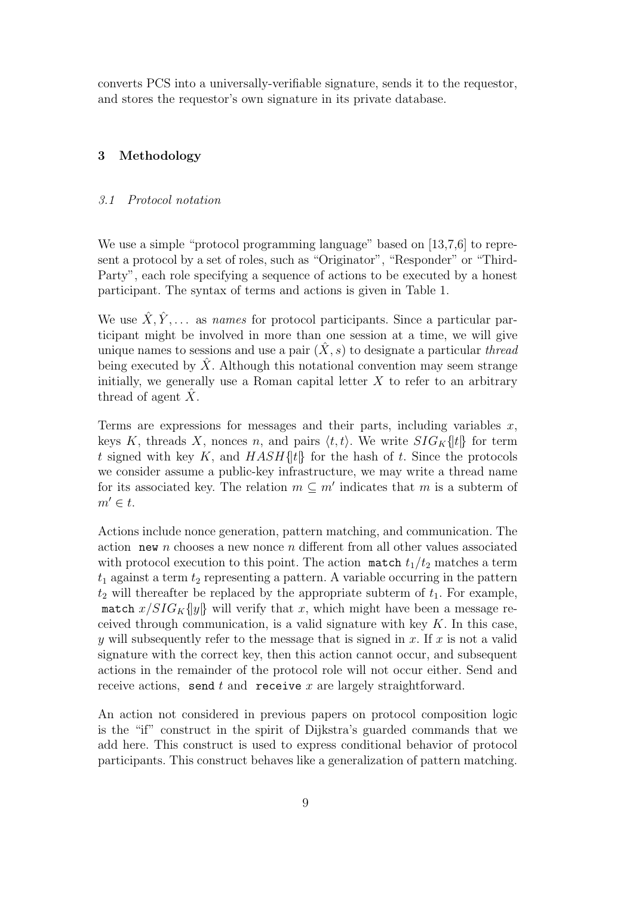converts PCS into a universally-verifiable signature, sends it to the requestor, and stores the requestor's own signature in its private database.

## 3 Methodology

### *3.1 Protocol notation*

We use a simple "protocol programming language" based on [13,7,6] to represent a protocol by a set of roles, such as "Originator", "Responder" or "Third-Party", each role specifying a sequence of actions to be executed by a honest participant. The syntax of terms and actions is given in Table 1.

We use $\hat{X}, \hat{Y}, \ldots$ as *names* for protocol participants. Since a particular participant might be involved in more than one session at a time, we will give unique names to sessions and use a pair $(\hat{X}, s)$ to designate a particular *thread* being executed by $\hat{X}$. Although this notational convention may seem strange initially, we generally use a Roman capital letter $X$ to refer to an arbitrary thread of agent $\hat{X}$.

Terms are expressions for messages and their parts, including variables $x$, keys $K$, threads $X$, nonces $n$, and pairs $\langle t, t \rangle$. We write $SIG_K\{|t|\}$ for term $t$ signed with key $K$, and $HASH\{|t|\}$ for the hash of $t$. Since the protocols we consider assume a public-key infrastructure, we may write a thread name for its associated key. The relation $m \subseteq m'$ indicates that $m$ is a subterm of $m' \in t$.

Actions include nonce generation, pattern matching, and communication. The action `new` $n$ chooses a new nonce $n$ different from all other values associated with protocol execution to this point. The action `match` $t_1/t_2$ matches a term $t_1$ against a term $t_2$ representing a pattern. A variable occurring in the pattern $t_2$ will thereafter be replaced by the appropriate subterm of $t_1$. For example, `match` $x/SIG_K\{|y|\}$ will verify that $x$, which might have been a message received through communication, is a valid signature with key $K$. In this case, $y$ will subsequently refer to the message that is signed in $x$. If $x$ is not a valid signature with the correct key, then this action cannot occur, and subsequent actions in the remainder of the protocol role will not occur either. Send and receive actions, `send` $t$ and `receive` $x$ are largely straightforward.

An action not considered in previous papers on protocol composition logic is the "if" construct in the spirit of Dijkstra's guarded commands that we add here. This construct is used to express conditional behavior of protocol participants. This construct behaves like a generalization of pattern matching.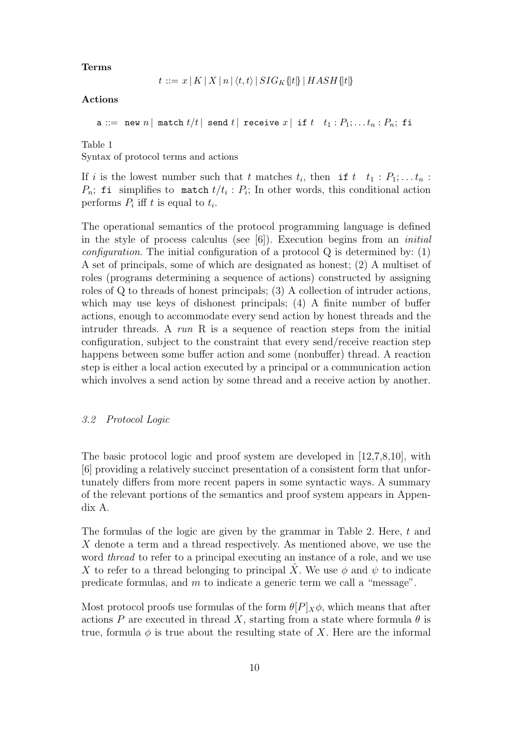**Terms**

$$t ::= x \,|\, K \,|\, X \,|\, n \,|\, \langle t, t\rangle \,|\, SIG_K\{|t|\} \,|\, HASH\{|t|\}$$

**Actions**

$$\mathtt{a} ::= \ \mathtt{new}\ n \,|\ \mathtt{match}\ t/t \,|\ \mathtt{send}\ t \,|\ \mathtt{receive}\ x \,|\ \mathtt{if}\ t \quad t_1 : P_1; \ldots t_n : P_n;\ \mathtt{fi}$$

Table 1
Syntax of protocol terms and actions

If $i$ is the lowest number such that $t$ matches $t_i$, then $\mathtt{if}\ t \quad t_1 : P_1; \ldots t_n : P_n;\ \mathtt{fi}$ simplifies to $\mathtt{match}\ t/t_i : P_i$; In other words, this conditional action performs $P_i$ iff $t$ is equal to $t_i$.

The operational semantics of the protocol programming language is defined in the style of process calculus (see [6]). Execution begins from an *initial configuration*. The initial configuration of a protocol Q is determined by: (1) A set of principals, some of which are designated as honest; (2) A multiset of roles (programs determining a sequence of actions) constructed by assigning roles of Q to threads of honest principals; (3) A collection of intruder actions, which may use keys of dishonest principals; (4) A finite number of buffer actions, enough to accommodate every send action by honest threads and the intruder threads. A *run* R is a sequence of reaction steps from the initial configuration, subject to the constraint that every send/receive reaction step happens between some buffer action and some (nonbuffer) thread. A reaction step is either a local action executed by a principal or a communication action which involves a send action by some thread and a receive action by another.

### *3.2 Protocol Logic*

The basic protocol logic and proof system are developed in [12,7,8,10], with [6] providing a relatively succinct presentation of a consistent form that unfortunately differs from more recent papers in some syntactic ways. A summary of the relevant portions of the semantics and proof system appears in Appendix A.

The formulas of the logic are given by the grammar in Table 2. Here, $t$ and $X$ denote a term and a thread respectively. As mentioned above, we use the word *thread* to refer to a principal executing an instance of a role, and we use $X$ to refer to a thread belonging to principal $\hat{X}$. We use $\phi$ and $\psi$ to indicate predicate formulas, and $m$ to indicate a generic term we call a "message".

Most protocol proofs use formulas of the form $\theta[P]_X\phi$, which means that after actions $P$ are executed in thread $X$, starting from a state where formula $\theta$ is true, formula $\phi$ is true about the resulting state of $X$. Here are the informal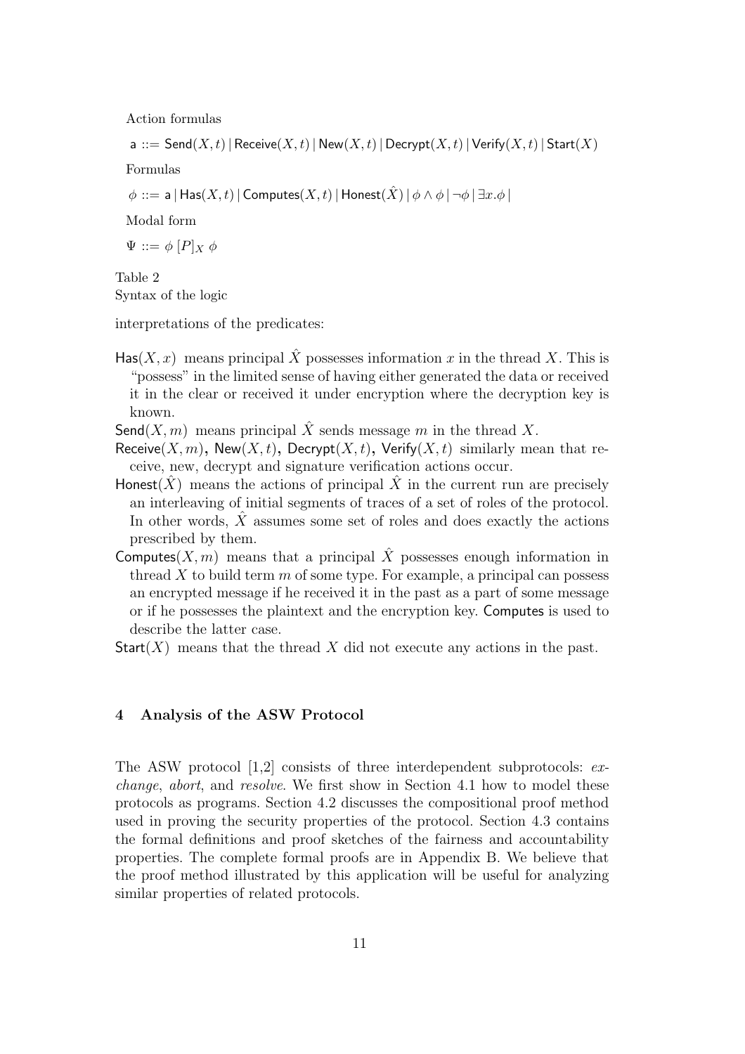Action formulas

$\mathsf{a} ::= \mathsf{Send}(X,t) \,|\, \mathsf{Receive}(X,t) \,|\, \mathsf{New}(X,t) \,|\, \mathsf{Decrypt}(X,t) \,|\, \mathsf{Verify}(X,t) \,|\, \mathsf{Start}(X)$

Formulas

$\phi ::= \mathsf{a} \,|\, \mathsf{Has}(X,t) \,|\, \mathsf{Computes}(X,t) \,|\, \mathsf{Honest}(\hat{X}) \,|\, \phi \wedge \phi \,|\, \neg\phi \,|\, \exists x.\phi \,|$

Modal form

$\Psi ::= \phi \; [P]_X \; \phi$

Table 2
Syntax of the logic

interpretations of the predicates:

$\mathsf{Has}(X, x)$ means principal $\hat{X}$ possesses information $x$ in the thread $X$. This is "possess" in the limited sense of having either generated the data or received it in the clear or received it under encryption where the decryption key is known.

$\mathsf{Send}(X, m)$ means principal $\hat{X}$ sends message $m$ in the thread $X$.

$\mathsf{Receive}(X, m)$, $\mathsf{New}(X, t)$, $\mathsf{Decrypt}(X, t)$, $\mathsf{Verify}(X, t)$ similarly mean that receive, new, decrypt and signature verification actions occur.

$\mathsf{Honest}(\hat{X})$ means the actions of principal $\hat{X}$ in the current run are precisely an interleaving of initial segments of traces of a set of roles of the protocol. In other words, $\hat{X}$ assumes some set of roles and does exactly the actions prescribed by them.

$\mathsf{Computes}(X, m)$ means that a principal $\hat{X}$ possesses enough information in thread $X$ to build term $m$ of some type. For example, a principal can possess an encrypted message if he received it in the past as a part of some message or if he possesses the plaintext and the encryption key. Computes is used to describe the latter case.

$\mathsf{Start}(X)$ means that the thread $X$ did not execute any actions in the past.

## 4 Analysis of the ASW Protocol

The ASW protocol [1,2] consists of three interdependent subprotocols: *exchange*, *abort*, and *resolve*. We first show in Section 4.1 how to model these protocols as programs. Section 4.2 discusses the compositional proof method used in proving the security properties of the protocol. Section 4.3 contains the formal definitions and proof sketches of the fairness and accountability properties. The complete formal proofs are in Appendix B. We believe that the proof method illustrated by this application will be useful for analyzing similar properties of related protocols.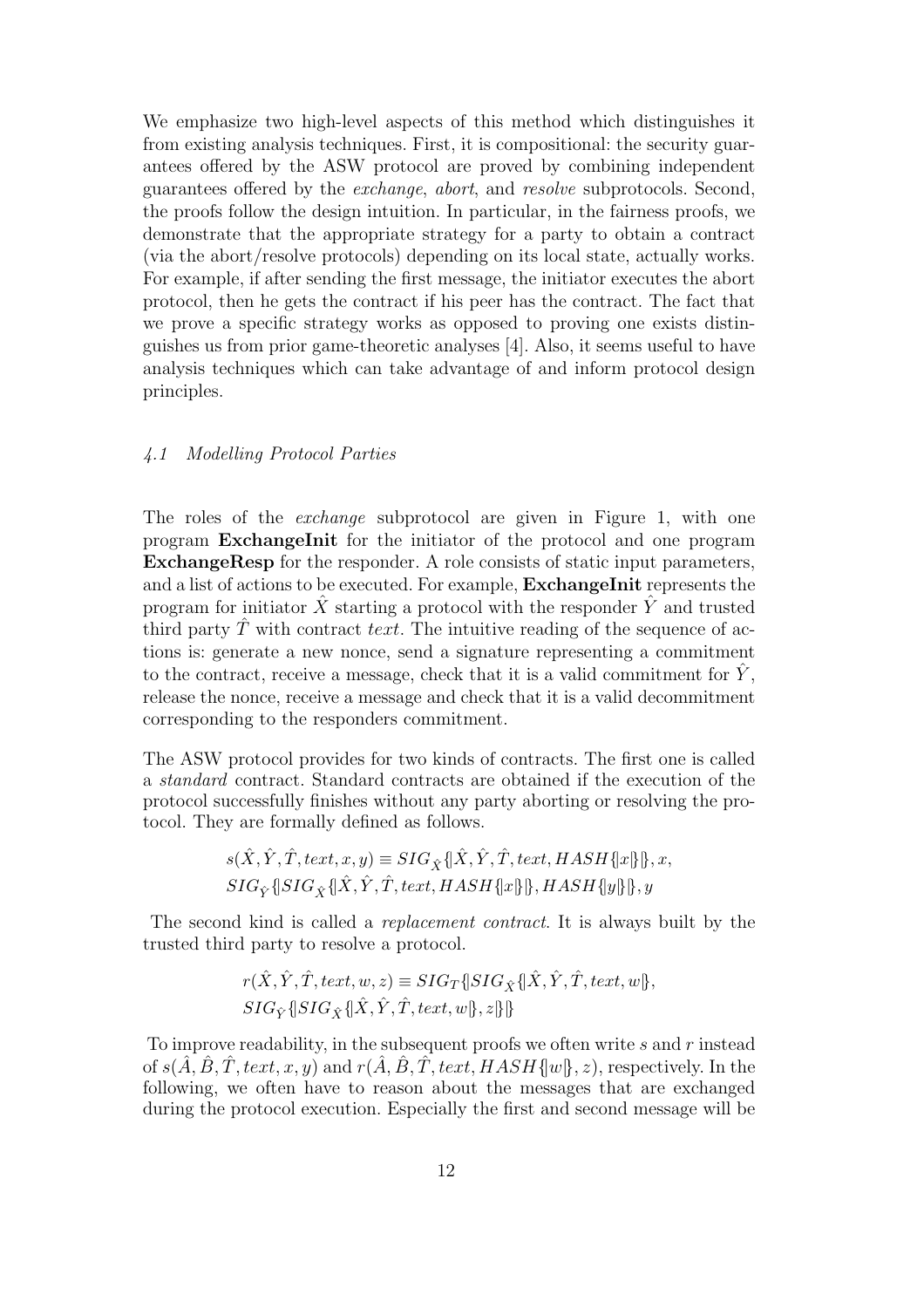We emphasize two high-level aspects of this method which distinguishes it from existing analysis techniques. First, it is compositional: the security guarantees offered by the ASW protocol are proved by combining independent guarantees offered by the *exchange*, *abort*, and *resolve* subprotocols. Second, the proofs follow the design intuition. In particular, in the fairness proofs, we demonstrate that the appropriate strategy for a party to obtain a contract (via the abort/resolve protocols) depending on its local state, actually works. For example, if after sending the first message, the initiator executes the abort protocol, then he gets the contract if his peer has the contract. The fact that we prove a specific strategy works as opposed to proving one exists distinguishes us from prior game-theoretic analyses [4]. Also, it seems useful to have analysis techniques which can take advantage of and inform protocol design principles.

### *4.1 Modelling Protocol Parties*

The roles of the *exchange* subprotocol are given in Figure 1, with one program **ExchangeInit** for the initiator of the protocol and one program **ExchangeResp** for the responder. A role consists of static input parameters, and a list of actions to be executed. For example, **ExchangeInit** represents the program for initiator $\hat{X}$ starting a protocol with the responder $\hat{Y}$ and trusted third party $\hat{T}$ with contract $text$. The intuitive reading of the sequence of actions is: generate a new nonce, send a signature representing a commitment to the contract, receive a message, check that it is a valid commitment for $\hat{Y}$, release the nonce, receive a message and check that it is a valid decommitment corresponding to the responders commitment.

The ASW protocol provides for two kinds of contracts. The first one is called a *standard* contract. Standard contracts are obtained if the execution of the protocol successfully finishes without any party aborting or resolving the protocol. They are formally defined as follows.

$$\begin{aligned}
&s(\hat{X}, \hat{Y}, \hat{T}, text, x, y) \equiv SIG_{\hat{X}}\{\!|\hat{X}, \hat{Y}, \hat{T}, text, HASH\{\!|x|\!\}|\!\}, x,\\
&SIG_{\hat{Y}}\{\!|SIG_{\hat{X}}\{\!|\hat{X}, \hat{Y}, \hat{T}, text, HASH\{\!|x|\!\}|\!\}, HASH\{\!|y|\!\}|\!\}, y
\end{aligned}$$

The second kind is called a *replacement contract*. It is always built by the trusted third party to resolve a protocol.

$$\begin{aligned}
&r(\hat{X}, \hat{Y}, \hat{T}, text, w, z) \equiv SIG_T\{\!|SIG_{\hat{X}}\{\!|\hat{X}, \hat{Y}, \hat{T}, text, w|\!\},\\
&SIG_{\hat{Y}}\{\!|SIG_{\hat{X}}\{\!|\hat{X}, \hat{Y}, \hat{T}, text, w|\!\}, z|\!\}|\!\}
\end{aligned}$$

To improve readability, in the subsequent proofs we often write $s$ and $r$ instead of $s(\hat{A}, \hat{B}, \hat{T}, text, x, y)$ and $r(\hat{A}, \hat{B}, \hat{T}, text, HASH\{\!|w|\!\}, z)$, respectively. In the following, we often have to reason about the messages that are exchanged during the protocol execution. Especially the first and second message will be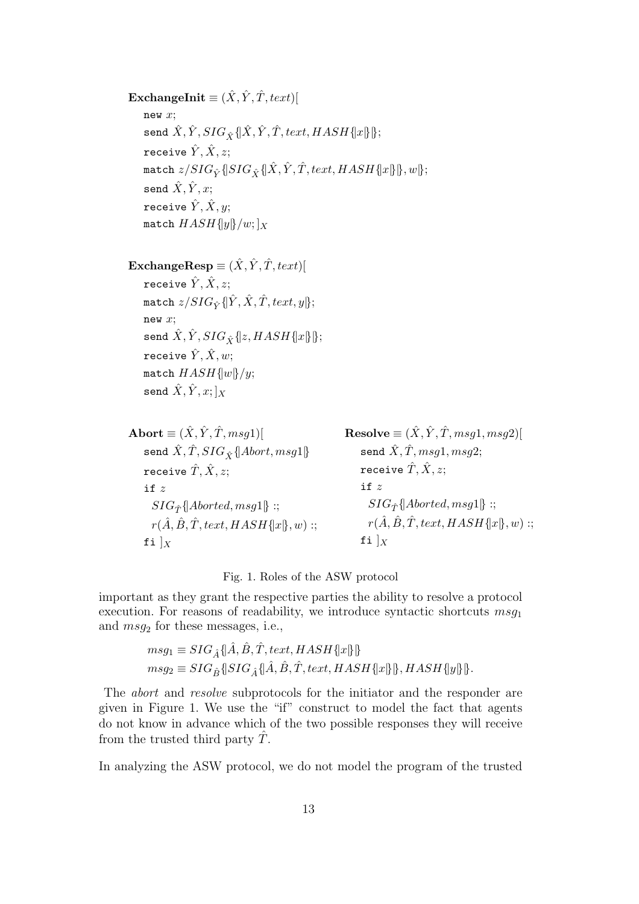$\textbf{ExchangeInit} \equiv (\hat{X}, \hat{Y}, \hat{T}, text)[$
$\quad \texttt{new } x;$
$\quad \texttt{send } \hat{X}, \hat{Y}, SIG_{\hat{X}}\{\!|\hat{X}, \hat{Y}, \hat{T}, text, HASH\{\!|x|\!\}|\!\};$
$\quad \texttt{receive } \hat{Y}, \hat{X}, z;$
$\quad \texttt{match } z/SIG_{\hat{Y}}\{\!|SIG_{\hat{X}}\{\!|\hat{X}, \hat{Y}, \hat{T}, text, HASH\{\!|x|\!\}|\!\}, w|\!\};$
$\quad \texttt{send } \hat{X}, \hat{Y}, x;$
$\quad \texttt{receive } \hat{Y}, \hat{X}, y;$
$\quad \texttt{match } HASH\{\!|y|\!\}/w;]_X$

$\textbf{ExchangeResp} \equiv (\hat{X}, \hat{Y}, \hat{T}, text)[$
$\quad \texttt{receive } \hat{Y}, \hat{X}, z;$
$\quad \texttt{match } z/SIG_{\hat{Y}}\{\!|\hat{Y}, \hat{X}, \hat{T}, text, y|\!\};$
$\quad \texttt{new } x;$
$\quad \texttt{send } \hat{X}, \hat{Y}, SIG_{\hat{X}}\{\!|z, HASH\{\!|x|\!\}|\!\};$
$\quad \texttt{receive } \hat{Y}, \hat{X}, w;$
$\quad \texttt{match } HASH\{\!|w|\!\}/y;$
$\quad \texttt{send } \hat{X}, \hat{Y}, x;]_X$

$\textbf{Abort} \equiv (\hat{X}, \hat{Y}, \hat{T}, msg1)[$
$\quad \texttt{send } \hat{X}, \hat{T}, SIG_{\hat{X}}\{\!|Abort, msg1|\!\}$
$\quad \texttt{receive } \hat{T}, \hat{X}, z;$
$\quad \texttt{if } z$
$\quad\quad SIG_{\hat{T}}\{\!|Aborted, msg1|\!\} ::;$
$\quad\quad r(\hat{A}, \hat{B}, \hat{T}, text, HASH\{\!|x|\!\}, w) ::;$
$\quad \texttt{fi } ]_X$

$\textbf{Resolve} \equiv (\hat{X}, \hat{Y}, \hat{T}, msg1, msg2)[$
$\quad \texttt{send } \hat{X}, \hat{T}, msg1, msg2;$
$\quad \texttt{receive } \hat{T}, \hat{X}, z;$
$\quad \texttt{if } z$
$\quad\quad SIG_{\hat{T}}\{\!|Aborted, msg1|\!\} ::;$
$\quad\quad r(\hat{A}, \hat{B}, \hat{T}, text, HASH\{\!|x|\!\}, w) ::;$
$\quad \texttt{fi } ]_X$

Fig. 1. Roles of the ASW protocol

important as they grant the respective parties the ability to resolve a protocol execution. For reasons of readability, we introduce syntactic shortcuts $msg_1$ and $msg_2$ for these messages, i.e.,

$$msg_1 \equiv SIG_{\hat{A}}\{\!|\hat{A}, \hat{B}, \hat{T}, text, HASH\{\!|x|\!\}|\!\}$$
$$msg_2 \equiv SIG_{\hat{B}}\{\!|SIG_{\hat{A}}\{\!|\hat{A}, \hat{B}, \hat{T}, text, HASH\{\!|x|\!\}|\!\}, HASH\{\!|y|\!\}|\!\}.$$

The *abort* and *resolve* subprotocols for the initiator and the responder are given in Figure 1. We use the "if" construct to model the fact that agents do not know in advance which of the two possible responses they will receive from the trusted third party $\hat{T}$.

In analyzing the ASW protocol, we do not model the program of the trusted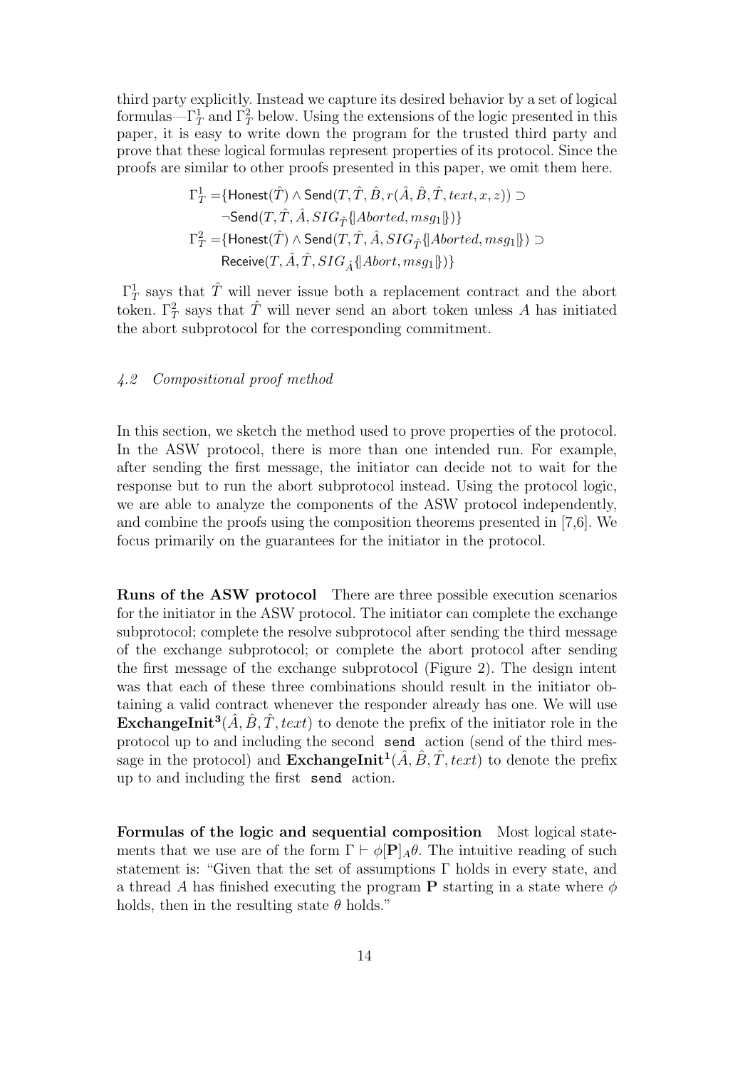third party explicitly. Instead we capture its desired behavior by a set of logical formulas—$\Gamma_T^1$ and $\Gamma_T^2$ below. Using the extensions of the logic presented in this paper, it is easy to write down the program for the trusted third party and prove that these logical formulas represent properties of its protocol. Since the proofs are similar to other proofs presented in this paper, we omit them here.

$$\Gamma_T^1 = \{\mathsf{Honest}(\hat{T}) \wedge \mathsf{Send}(T, \hat{T}, \hat{B}, r(\hat{A}, \hat{B}, \hat{T}, text, x, z)) \supset \neg\mathsf{Send}(T, \hat{T}, \hat{A}, SIG_{\hat{T}}\{|Aborted, msg_1|\})\}$$

$$\Gamma_T^2 = \{\mathsf{Honest}(\hat{T}) \wedge \mathsf{Send}(T, \hat{T}, \hat{A}, SIG_{\hat{T}}\{|Aborted, msg_1|\}) \supset \mathsf{Receive}(T, \hat{A}, \hat{T}, SIG_{\hat{A}}\{|Abort, msg_1|\})\}$$

$\Gamma_T^1$ says that $\hat{T}$ will never issue both a replacement contract and the abort token. $\Gamma_T^2$ says that $\hat{T}$ will never send an abort token unless $A$ has initiated the abort subprotocol for the corresponding commitment.

### *4.2 Compositional proof method*

In this section, we sketch the method used to prove properties of the protocol. In the ASW protocol, there is more than one intended run. For example, after sending the first message, the initiator can decide not to wait for the response but to run the abort subprotocol instead. Using the protocol logic, we are able to analyze the components of the ASW protocol independently, and combine the proofs using the composition theorems presented in [7,6]. We focus primarily on the guarantees for the initiator in the protocol.

**Runs of the ASW protocol** There are three possible execution scenarios for the initiator in the ASW protocol. The initiator can complete the exchange subprotocol; complete the resolve subprotocol after sending the third message of the exchange subprotocol; or complete the abort protocol after sending the first message of the exchange subprotocol (Figure 2). The design intent was that each of these three combinations should result in the initiator obtaining a valid contract whenever the responder already has one. We will use $\mathbf{ExchangeInit^3}(\hat{A}, \hat{B}, \hat{T}, text)$ to denote the prefix of the initiator role in the protocol up to and including the second `send` action (send of the third message in the protocol) and $\mathbf{ExchangeInit^1}(\hat{A}, \hat{B}, \hat{T}, text)$ to denote the prefix up to and including the first `send` action.

**Formulas of the logic and sequential composition** Most logical statements that we use are of the form $\Gamma \vdash \phi[\mathbf{P}]_A\theta$. The intuitive reading of such statement is: "Given that the set of assumptions $\Gamma$ holds in every state, and a thread $A$ has finished executing the program $\mathbf{P}$ starting in a state where $\phi$ holds, then in the resulting state $\theta$ holds."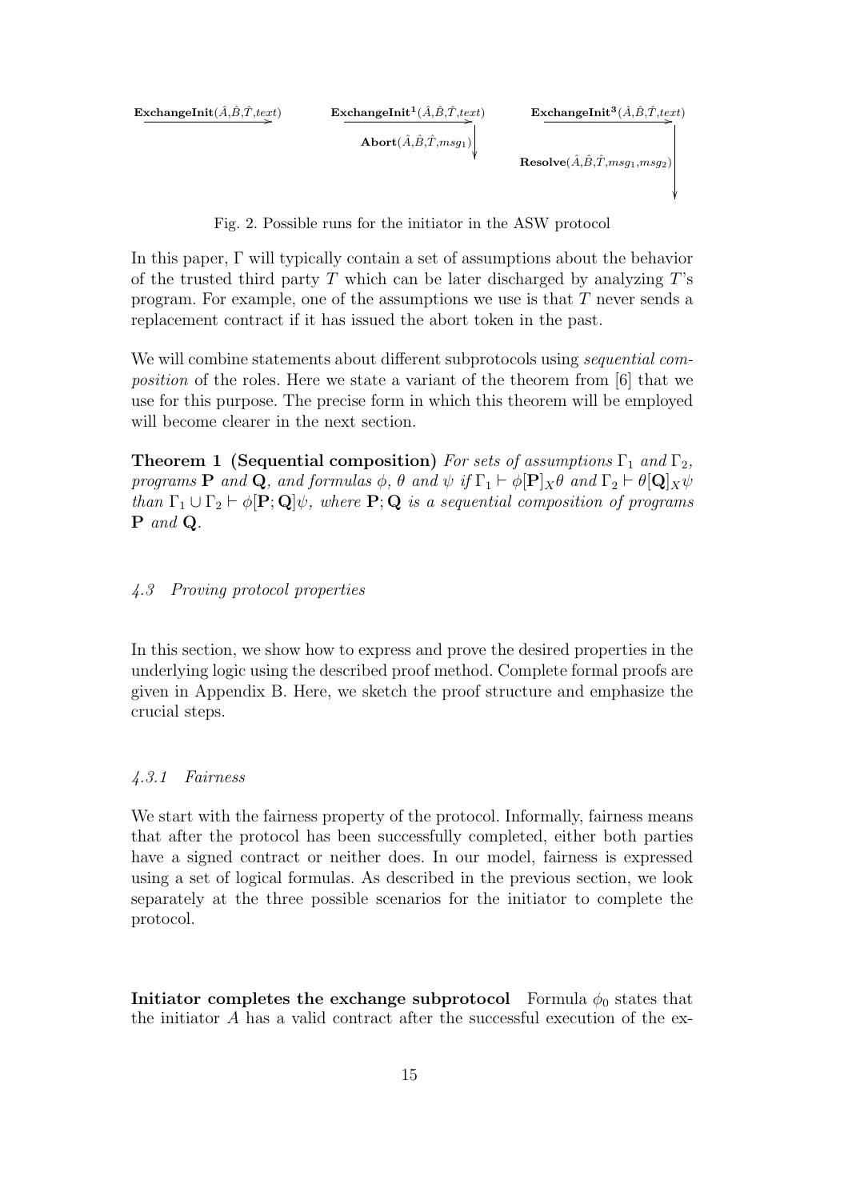$\xrightarrow{\textbf{ExchangeInit}(\hat{A},\hat{B},\hat{T},text)}$ $\quad$ $\xrightarrow{\textbf{ExchangeInit}^{\mathbf{1}}(\hat{A},\hat{B},\hat{T},text)}$ $\textbf{Abort}(\hat{A},\hat{B},\hat{T},msg_1)\downarrow$ $\quad$ $\xrightarrow{\textbf{ExchangeInit}^{\mathbf{3}}(\hat{A},\hat{B},\hat{T},text)}$ $\textbf{Resolve}(\hat{A},\hat{B},\hat{T},msg_1,msg_2)\downarrow$

Fig. 2. Possible runs for the initiator in the ASW protocol

In this paper, $\Gamma$ will typically contain a set of assumptions about the behavior of the trusted third party $T$ which can be later discharged by analyzing $T$'s program. For example, one of the assumptions we use is that $T$ never sends a replacement contract if it has issued the abort token in the past.

We will combine statements about different subprotocols using *sequential composition* of the roles. Here we state a variant of the theorem from [6] that we use for this purpose. The precise form in which this theorem will be employed will become clearer in the next section.

**Theorem 1 (Sequential composition)** *For sets of assumptions $\Gamma_1$ and $\Gamma_2$, programs $\mathbf{P}$ and $\mathbf{Q}$, and formulas $\phi$, $\theta$ and $\psi$ if $\Gamma_1 \vdash \phi[\mathbf{P}]_X\theta$ and $\Gamma_2 \vdash \theta[\mathbf{Q}]_X\psi$ than $\Gamma_1 \cup \Gamma_2 \vdash \phi[\mathbf{P};\mathbf{Q}]\psi$, where $\mathbf{P};\mathbf{Q}$ is a sequential composition of programs $\mathbf{P}$ and $\mathbf{Q}$.*

### *4.3 Proving protocol properties*

In this section, we show how to express and prove the desired properties in the underlying logic using the described proof method. Complete formal proofs are given in Appendix B. Here, we sketch the proof structure and emphasize the crucial steps.

#### *4.3.1 Fairness*

We start with the fairness property of the protocol. Informally, fairness means that after the protocol has been successfully completed, either both parties have a signed contract or neither does. In our model, fairness is expressed using a set of logical formulas. As described in the previous section, we look separately at the three possible scenarios for the initiator to complete the protocol.

**Initiator completes the exchange subprotocol** Formula $\phi_0$ states that the initiator $A$ has a valid contract after the successful execution of the ex-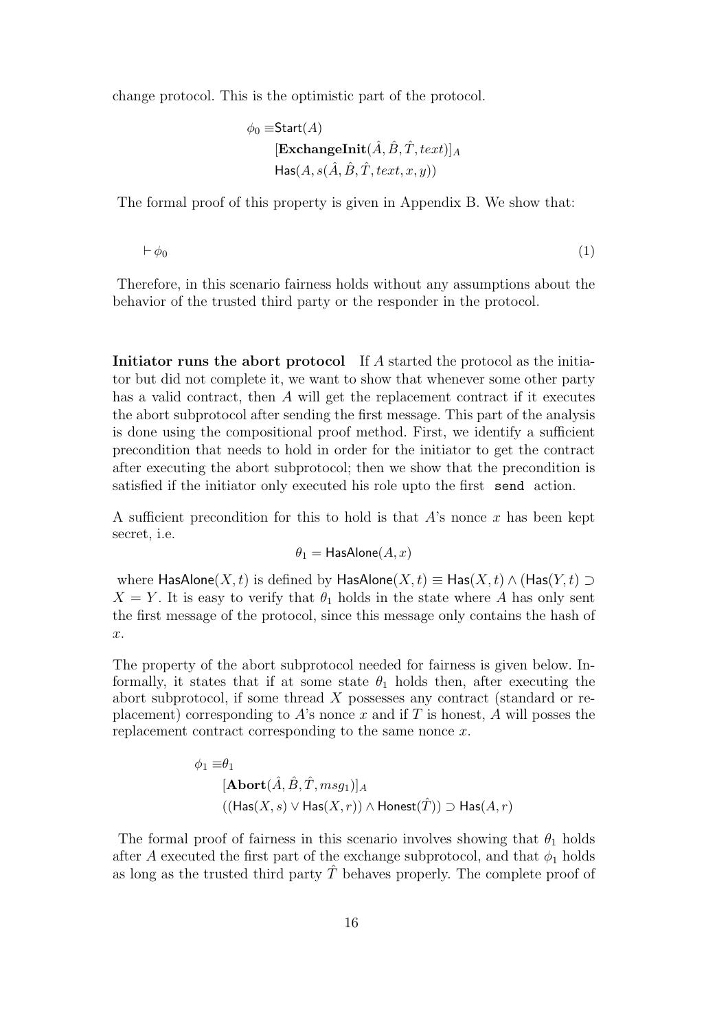change protocol. This is the optimistic part of the protocol.

$$\begin{aligned}\phi_0 \equiv & \mathsf{Start}(A) \\ & [\mathbf{ExchangeInit}(\hat{A}, \hat{B}, \hat{T}, text)]_A \\ & \mathsf{Has}(A, s(\hat{A}, \hat{B}, \hat{T}, text, x, y))\end{aligned}$$

The formal proof of this property is given in Appendix B. We show that:

$$\vdash \phi_0 \tag{1}$$

Therefore, in this scenario fairness holds without any assumptions about the behavior of the trusted third party or the responder in the protocol.

**Initiator runs the abort protocol** If $A$ started the protocol as the initiator but did not complete it, we want to show that whenever some other party has a valid contract, then $A$ will get the replacement contract if it executes the abort subprotocol after sending the first message. This part of the analysis is done using the compositional proof method. First, we identify a sufficient precondition that needs to hold in order for the initiator to get the contract after executing the abort subprotocol; then we show that the precondition is satisfied if the initiator only executed his role upto the first `send` action.

A sufficient precondition for this to hold is that $A$'s nonce $x$ has been kept secret, i.e.

$$\theta_1 = \mathsf{HasAlone}(A, x)$$

where $\mathsf{HasAlone}(X, t)$ is defined by $\mathsf{HasAlone}(X, t) \equiv \mathsf{Has}(X, t) \wedge (\mathsf{Has}(Y, t) \supset X = Y$. It is easy to verify that $\theta_1$ holds in the state where $A$ has only sent the first message of the protocol, since this message only contains the hash of $x$.

The property of the abort subprotocol needed for fairness is given below. Informally, it states that if at some state $\theta_1$ holds then, after executing the abort subprotocol, if some thread $X$ possesses any contract (standard or replacement) corresponding to $A$'s nonce $x$ and if $T$ is honest, $A$ will posses the replacement contract corresponding to the same nonce $x$.

$$\begin{aligned}\phi_1 \equiv & \theta_1 \\ & [\mathbf{Abort}(\hat{A}, \hat{B}, \hat{T}, msg_1)]_A \\ & ((\mathsf{Has}(X, s) \vee \mathsf{Has}(X, r)) \wedge \mathsf{Honest}(\hat{T})) \supset \mathsf{Has}(A, r)\end{aligned}$$

The formal proof of fairness in this scenario involves showing that $\theta_1$ holds after $A$ executed the first part of the exchange subprotocol, and that $\phi_1$ holds as long as the trusted third party $\hat{T}$ behaves properly. The complete proof of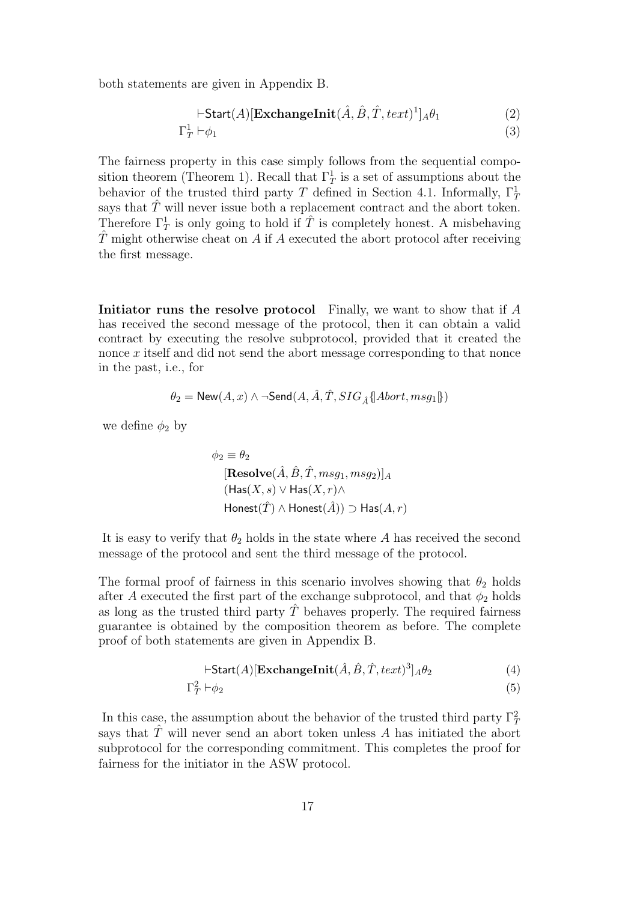both statements are given in Appendix B.

$$\vdash \mathsf{Start}(A)[\mathbf{ExchangeInit}(\hat{A}, \hat{B}, \hat{T}, text)^1]_A \theta_1 \tag{2}$$

$$\Gamma_T^1 \vdash \phi_1 \tag{3}$$

The fairness property in this case simply follows from the sequential composition theorem (Theorem 1). Recall that $\Gamma_T^1$ is a set of assumptions about the behavior of the trusted third party $T$ defined in Section 4.1. Informally, $\Gamma_T^1$ says that $\hat{T}$ will never issue both a replacement contract and the abort token. Therefore $\Gamma_T^1$ is only going to hold if $\hat{T}$ is completely honest. A misbehaving $\hat{T}$ might otherwise cheat on $A$ if $A$ executed the abort protocol after receiving the first message.

**Initiator runs the resolve protocol** Finally, we want to show that if $A$ has received the second message of the protocol, then it can obtain a valid contract by executing the resolve subprotocol, provided that it created the nonce $x$ itself and did not send the abort message corresponding to that nonce in the past, i.e., for

$$\theta_2 = \mathsf{New}(A, x) \wedge \neg \mathsf{Send}(A, \hat{A}, \hat{T}, SIG_{\hat{A}}\{\!|Abort, msg_1|\!\})$$

we define $\phi_2$ by

$$\begin{aligned}
\phi_2 \equiv\ & \theta_2 \\
& [\mathbf{Resolve}(\hat{A}, \hat{B}, \hat{T}, msg_1, msg_2)]_A \\
& (\mathsf{Has}(X, s) \vee \mathsf{Has}(X, r) \wedge \\
& \mathsf{Honest}(\hat{T}) \wedge \mathsf{Honest}(\hat{A})) \supset \mathsf{Has}(A, r)
\end{aligned}$$

It is easy to verify that $\theta_2$ holds in the state where $A$ has received the second message of the protocol and sent the third message of the protocol.

The formal proof of fairness in this scenario involves showing that $\theta_2$ holds after $A$ executed the first part of the exchange subprotocol, and that $\phi_2$ holds as long as the trusted third party $\hat{T}$ behaves properly. The required fairness guarantee is obtained by the composition theorem as before. The complete proof of both statements are given in Appendix B.

$$\vdash \mathsf{Start}(A)[\mathbf{ExchangeInit}(\hat{A}, \hat{B}, \hat{T}, text)^3]_A \theta_2 \tag{4}$$

$$\Gamma_T^2 \vdash \phi_2 \tag{5}$$

In this case, the assumption about the behavior of the trusted third party $\Gamma_T^2$ says that $\hat{T}$ will never send an abort token unless $A$ has initiated the abort subprotocol for the corresponding commitment. This completes the proof for fairness for the initiator in the ASW protocol.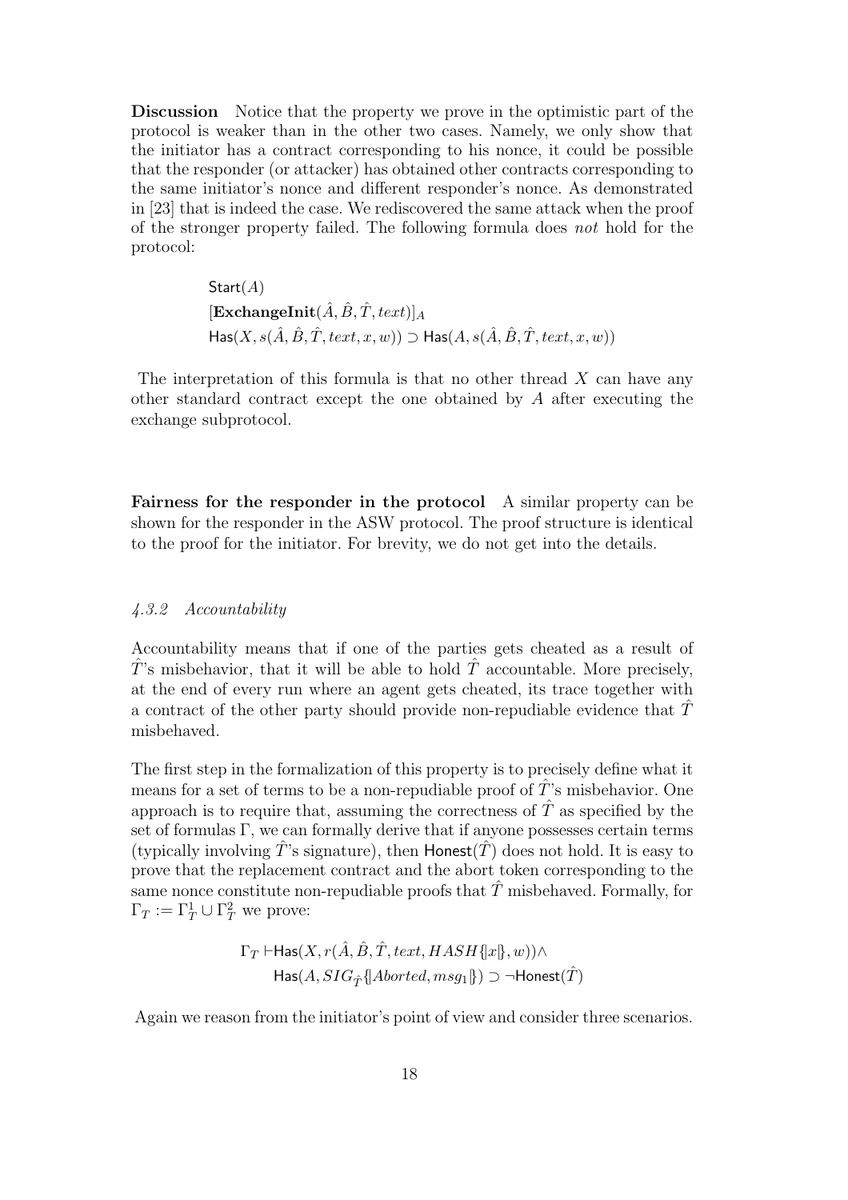**Discussion** Notice that the property we prove in the optimistic part of the protocol is weaker than in the other two cases. Namely, we only show that the initiator has a contract corresponding to his nonce, it could be possible that the responder (or attacker) has obtained other contracts corresponding to the same initiator's nonce and different responder's nonce. As demonstrated in [23] that is indeed the case. We rediscovered the same attack when the proof of the stronger property failed. The following formula does *not* hold for the protocol:

$$\begin{aligned}
&\mathsf{Start}(A)\\
&[\mathbf{ExchangeInit}(\hat{A}, \hat{B}, \hat{T}, text)]_A\\
&\mathsf{Has}(X, s(\hat{A}, \hat{B}, \hat{T}, text, x, w)) \supset \mathsf{Has}(A, s(\hat{A}, \hat{B}, \hat{T}, text, x, w))
\end{aligned}$$

The interpretation of this formula is that no other thread $X$ can have any other standard contract except the one obtained by $A$ after executing the exchange subprotocol.

**Fairness for the responder in the protocol** A similar property can be shown for the responder in the ASW protocol. The proof structure is identical to the proof for the initiator. For brevity, we do not get into the details.

### *4.3.2 Accountability*

Accountability means that if one of the parties gets cheated as a result of $\hat{T}$'s misbehavior, that it will be able to hold $\hat{T}$ accountable. More precisely, at the end of every run where an agent gets cheated, its trace together with a contract of the other party should provide non-repudiable evidence that $\hat{T}$ misbehaved.

The first step in the formalization of this property is to precisely define what it means for a set of terms to be a non-repudiable proof of $\hat{T}$'s misbehavior. One approach is to require that, assuming the correctness of $\hat{T}$ as specified by the set of formulas $\Gamma$, we can formally derive that if anyone possesses certain terms (typically involving $\hat{T}$'s signature), then $\mathsf{Honest}(\hat{T})$ does not hold. It is easy to prove that the replacement contract and the abort token corresponding to the same nonce constitute non-repudiable proofs that $\hat{T}$ misbehaved. Formally, for $\Gamma_T := \Gamma_T^1 \cup \Gamma_T^2$ we prove:

$$\begin{aligned}
\Gamma_T \vdash &\mathsf{Has}(X, r(\hat{A}, \hat{B}, \hat{T}, text, HASH\{\!|x|\!\}, w)) \wedge\\
&\mathsf{Has}(A, SIG_{\hat{T}}\{\!|Aborted, msg_1|\!\}) \supset \neg\mathsf{Honest}(\hat{T})
\end{aligned}$$

Again we reason from the initiator's point of view and consider three scenarios.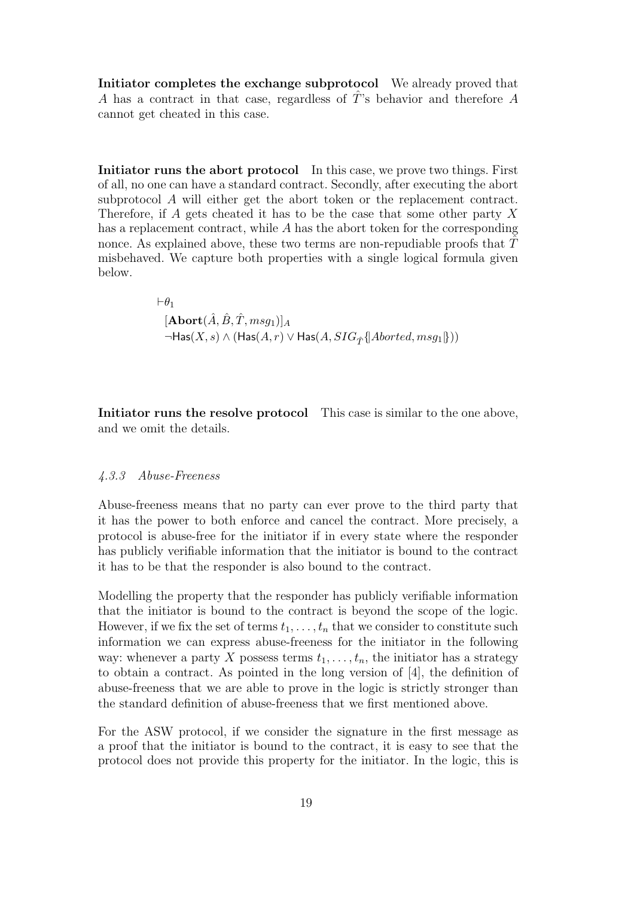**Initiator completes the exchange subprotocol** We already proved that $A$ has a contract in that case, regardless of $\hat{T}$'s behavior and therefore $A$ cannot get cheated in this case.

**Initiator runs the abort protocol** In this case, we prove two things. First of all, no one can have a standard contract. Secondly, after executing the abort subprotocol $A$ will either get the abort token or the replacement contract. Therefore, if $A$ gets cheated it has to be the case that some other party $X$ has a replacement contract, while $A$ has the abort token for the corresponding nonce. As explained above, these two terms are non-repudiable proofs that $\hat{T}$ misbehaved. We capture both properties with a single logical formula given below.

$$
\begin{array}{l}
\vdash \theta_1 \\
\quad [\mathbf{Abort}(\hat{A}, \hat{B}, \hat{T}, msg_1)]_A \\
\quad \neg \mathsf{Has}(X, s) \wedge (\mathsf{Has}(A, r) \vee \mathsf{Has}(A, SIG_{\hat{T}}\{\!|Aborted, msg_1|\!\}))
\end{array}
$$

**Initiator runs the resolve protocol** This case is similar to the one above, and we omit the details.

#### *4.3.3 Abuse-Freeness*

Abuse-freeness means that no party can ever prove to the third party that it has the power to both enforce and cancel the contract. More precisely, a protocol is abuse-free for the initiator if in every state where the responder has publicly verifiable information that the initiator is bound to the contract it has to be that the responder is also bound to the contract.

Modelling the property that the responder has publicly verifiable information that the initiator is bound to the contract is beyond the scope of the logic. However, if we fix the set of terms $t_1, \ldots, t_n$ that we consider to constitute such information we can express abuse-freeness for the initiator in the following way: whenever a party $X$ possess terms $t_1, \ldots, t_n$, the initiator has a strategy to obtain a contract. As pointed in the long version of [4], the definition of abuse-freeness that we are able to prove in the logic is strictly stronger than the standard definition of abuse-freeness that we first mentioned above.

For the ASW protocol, if we consider the signature in the first message as a proof that the initiator is bound to the contract, it is easy to see that the protocol does not provide this property for the initiator. In the logic, this is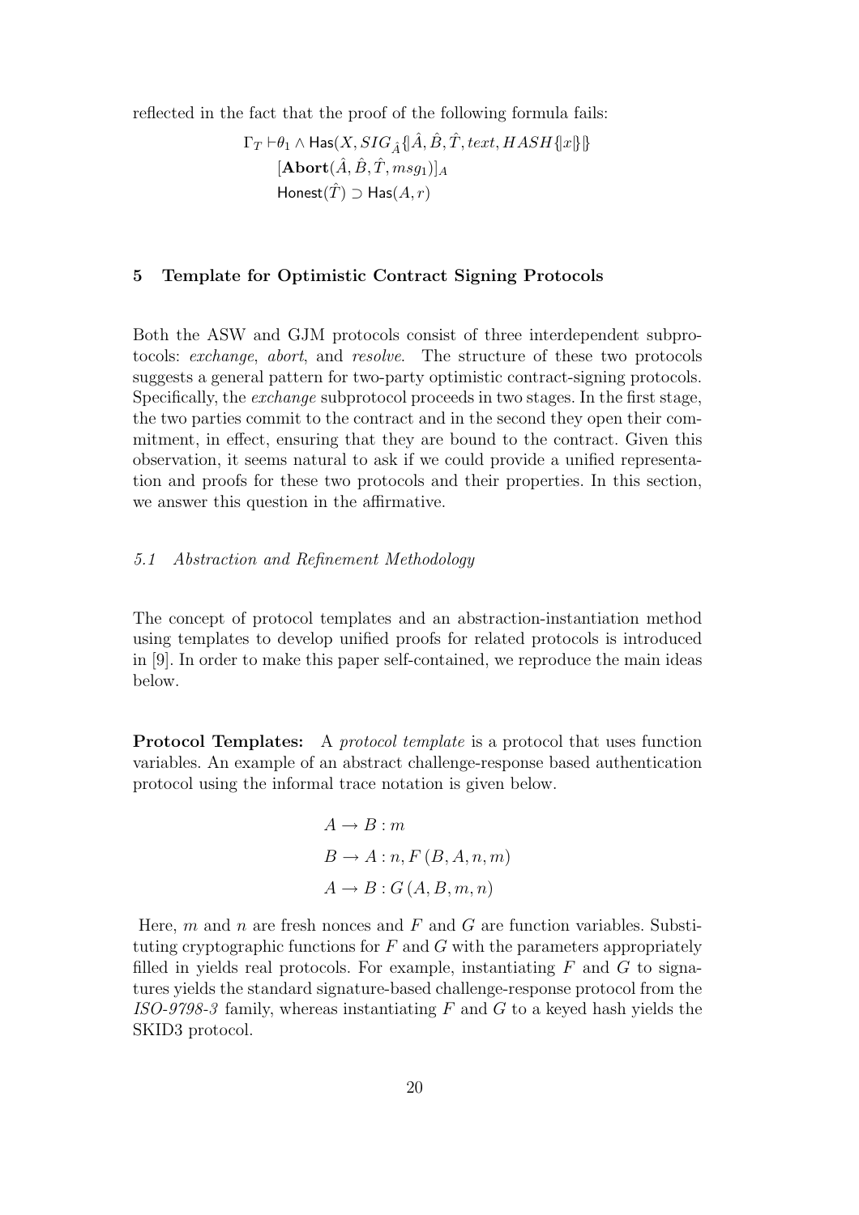reflected in the fact that the proof of the following formula fails:

$$
\begin{aligned}
\Gamma_T \vdash & \theta_1 \wedge \mathsf{Has}(X, SIG_{\hat{A}}\{\!|\hat{A}, \hat{B}, \hat{T}, text, HASH\{\!|x|\!\}|\!\}) \\
& [\mathbf{Abort}(\hat{A}, \hat{B}, \hat{T}, msg_1)]_A \\
& \mathsf{Honest}(\hat{T}) \supset \mathsf{Has}(A, r)
\end{aligned}
$$

## 5 Template for Optimistic Contract Signing Protocols

Both the ASW and GJM protocols consist of three interdependent subprotocols: *exchange*, *abort*, and *resolve*. The structure of these two protocols suggests a general pattern for two-party optimistic contract-signing protocols. Specifically, the *exchange* subprotocol proceeds in two stages. In the first stage, the two parties commit to the contract and in the second they open their commitment, in effect, ensuring that they are bound to the contract. Given this observation, it seems natural to ask if we could provide a unified representation and proofs for these two protocols and their properties. In this section, we answer this question in the affirmative.

### *5.1 Abstraction and Refinement Methodology*

The concept of protocol templates and an abstraction-instantiation method using templates to develop unified proofs for related protocols is introduced in [9]. In order to make this paper self-contained, we reproduce the main ideas below.

**Protocol Templates:** A *protocol template* is a protocol that uses function variables. An example of an abstract challenge-response based authentication protocol using the informal trace notation is given below.

$$
\begin{aligned}
& A \rightarrow B : m \\
& B \rightarrow A : n, F\,(B, A, n, m) \\
& A \rightarrow B : G\,(A, B, m, n)
\end{aligned}
$$

Here, $m$ and $n$ are fresh nonces and $F$ and $G$ are function variables. Substituting cryptographic functions for $F$ and $G$ with the parameters appropriately filled in yields real protocols. For example, instantiating $F$ and $G$ to signatures yields the standard signature-based challenge-response protocol from the *ISO-9798-3* family, whereas instantiating $F$ and $G$ to a keyed hash yields the SKID3 protocol.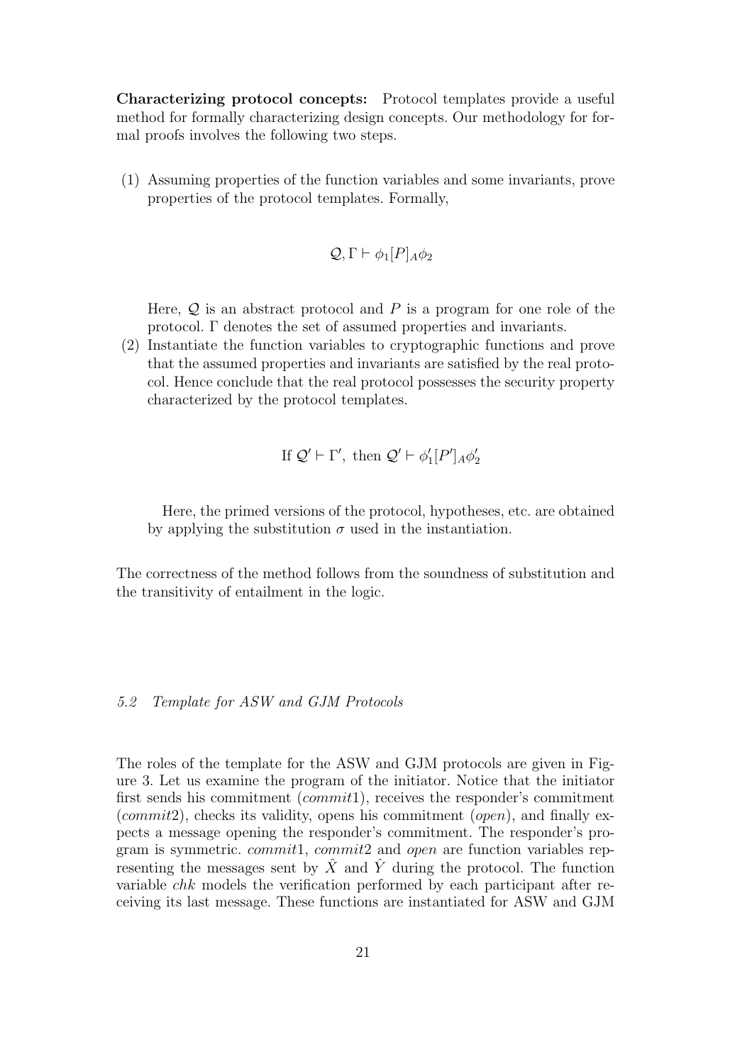**Characterizing protocol concepts:** Protocol templates provide a useful method for formally characterizing design concepts. Our methodology for formal proofs involves the following two steps.

(1) Assuming properties of the function variables and some invariants, prove properties of the protocol templates. Formally,

$$\mathcal{Q}, \Gamma \vdash \phi_1[P]_A \phi_2$$

Here, $\mathcal{Q}$ is an abstract protocol and $P$ is a program for one role of the protocol. $\Gamma$ denotes the set of assumed properties and invariants.

(2) Instantiate the function variables to cryptographic functions and prove that the assumed properties and invariants are satisfied by the real protocol. Hence conclude that the real protocol possesses the security property characterized by the protocol templates.

$$\text{If } \mathcal{Q}' \vdash \Gamma', \text{ then } \mathcal{Q}' \vdash \phi_1'[P']_A \phi_2'$$

Here, the primed versions of the protocol, hypotheses, etc. are obtained by applying the substitution $\sigma$ used in the instantiation.

The correctness of the method follows from the soundness of substitution and the transitivity of entailment in the logic.

### *5.2 Template for ASW and GJM Protocols*

The roles of the template for the ASW and GJM protocols are given in Figure 3. Let us examine the program of the initiator. Notice that the initiator first sends his commitment (*commit*1), receives the responder's commitment (*commit*2), checks its validity, opens his commitment (*open*), and finally expects a message opening the responder's commitment. The responder's program is symmetric. *commit*1, *commit*2 and *open* are function variables representing the messages sent by $\hat{X}$ and $\hat{Y}$ during the protocol. The function variable *chk* models the verification performed by each participant after receiving its last message. These functions are instantiated for ASW and GJM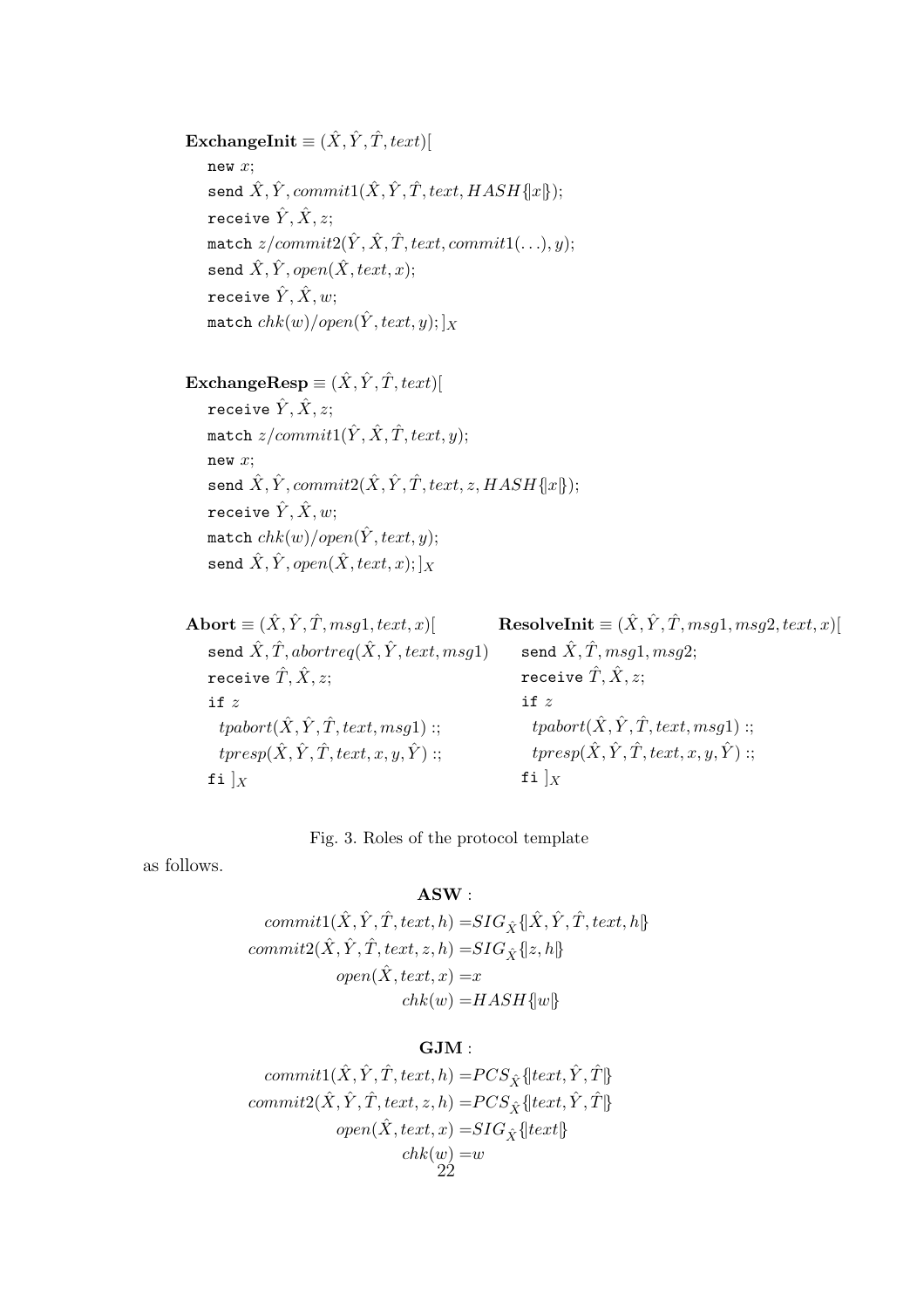$\mathbf{ExchangeInit} \equiv (\hat{X}, \hat{Y}, \hat{T}, text)[$

```
new x;
send X̂, Ŷ, commit1(X̂, Ŷ, T̂, text, HASH{|x|});
receive Ŷ, X̂, z;
match z/commit2(Ŷ, X̂, T̂, text, commit1(...), y);
send X̂, Ŷ, open(X̂, text, x);
receive Ŷ, X̂, w;
match chk(w)/open(Ŷ, text, y); ]_X
```

$\mathbf{ExchangeResp} \equiv (\hat{X}, \hat{Y}, \hat{T}, text)[$

```
receive Ŷ, X̂, z;
match z/commit1(Ŷ, X̂, T̂, text, y);
new x;
send X̂, Ŷ, commit2(X̂, Ŷ, T̂, text, z, HASH{|x|});
receive Ŷ, X̂, w;
match chk(w)/open(Ŷ, text, y);
send X̂, Ŷ, open(X̂, text, x); ]_X
```

$\mathbf{Abort} \equiv (\hat{X}, \hat{Y}, \hat{T}, msg1, text, x)[$

```
send X̂, T̂, abortreq(X̂, Ŷ, text, msg1)
receive T̂, X̂, z;
if z
  tpabort(X̂, Ŷ, T̂, text, msg1) :;
  tpresp(X̂, Ŷ, T̂, text, x, y, Ŷ) :;
fi ]_X
```

$\mathbf{ResolveInit} \equiv (\hat{X}, \hat{Y}, \hat{T}, msg1, msg2, text, x)[$

```
send X̂, T̂, msg1, msg2;
receive T̂, X̂, z;
if z
  tpabort(X̂, Ŷ, T̂, text, msg1) :;
  tpresp(X̂, Ŷ, T̂, text, x, y, Ŷ) :;
fi ]_X
```

Fig. 3. Roles of the protocol template

as follows.

**ASW** :

$$
\begin{aligned}
commit1(\hat{X}, \hat{Y}, \hat{T}, text, h) &= SIG_{\hat{X}}\{|\hat{X}, \hat{Y}, \hat{T}, text, h|\} \\
commit2(\hat{X}, \hat{Y}, \hat{T}, text, z, h) &= SIG_{\hat{X}}\{|z, h|\} \\
open(\hat{X}, text, x) &= x \\
chk(w) &= HASH\{|w|\}
\end{aligned}
$$

**GJM** :

$$
\begin{aligned}
commit1(\hat{X}, \hat{Y}, \hat{T}, text, h) &= PCS_{\hat{X}}\{|text, \hat{Y}, \hat{T}|\} \\
commit2(\hat{X}, \hat{Y}, \hat{T}, text, z, h) &= PCS_{\hat{X}}\{|text, \hat{Y}, \hat{T}|\} \\
open(\hat{X}, text, x) &= SIG_{\hat{X}}\{|text|\} \\
chk(w) &= w
\end{aligned}
$$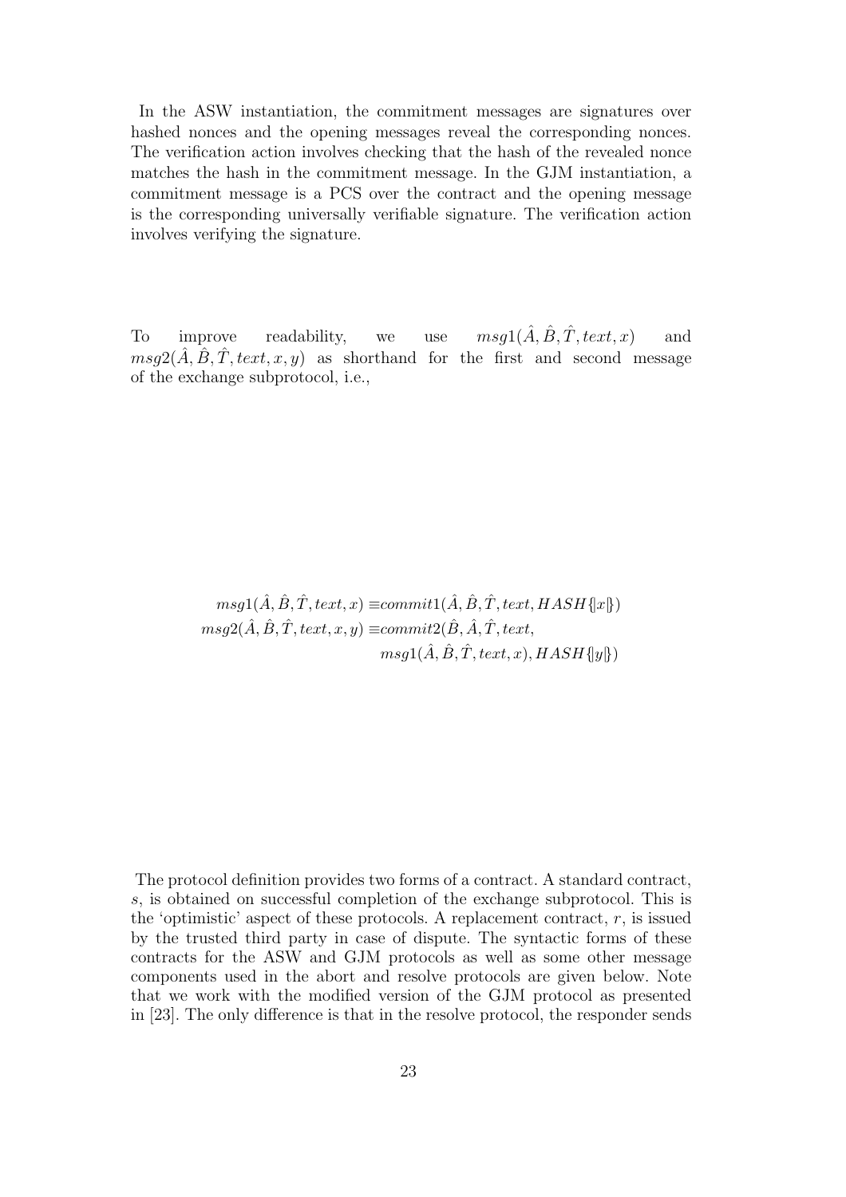In the ASW instantiation, the commitment messages are signatures over hashed nonces and the opening messages reveal the corresponding nonces. The verification action involves checking that the hash of the revealed nonce matches the hash in the commitment message. In the GJM instantiation, a commitment message is a PCS over the contract and the opening message is the corresponding universally verifiable signature. The verification action involves verifying the signature.

To improve readability, we use $msg1(\hat{A}, \hat{B}, \hat{T}, text, x)$ and $msg2(\hat{A}, \hat{B}, \hat{T}, text, x, y)$ as shorthand for the first and second message of the exchange subprotocol, i.e.,

$$
\begin{aligned}
msg1(\hat{A}, \hat{B}, \hat{T}, text, x) \equiv & commit1(\hat{A}, \hat{B}, \hat{T}, text, HASH\{|x|\}) \\
msg2(\hat{A}, \hat{B}, \hat{T}, text, x, y) \equiv & commit2(\hat{B}, \hat{A}, \hat{T}, text, \\
& msg1(\hat{A}, \hat{B}, \hat{T}, text, x), HASH\{|y|\})
\end{aligned}
$$

The protocol definition provides two forms of a contract. A standard contract, $s$, is obtained on successful completion of the exchange subprotocol. This is the 'optimistic' aspect of these protocols. A replacement contract, $r$, is issued by the trusted third party in case of dispute. The syntactic forms of these contracts for the ASW and GJM protocols as well as some other message components used in the abort and resolve protocols are given below. Note that we work with the modified version of the GJM protocol as presented in [23]. The only difference is that in the resolve protocol, the responder sends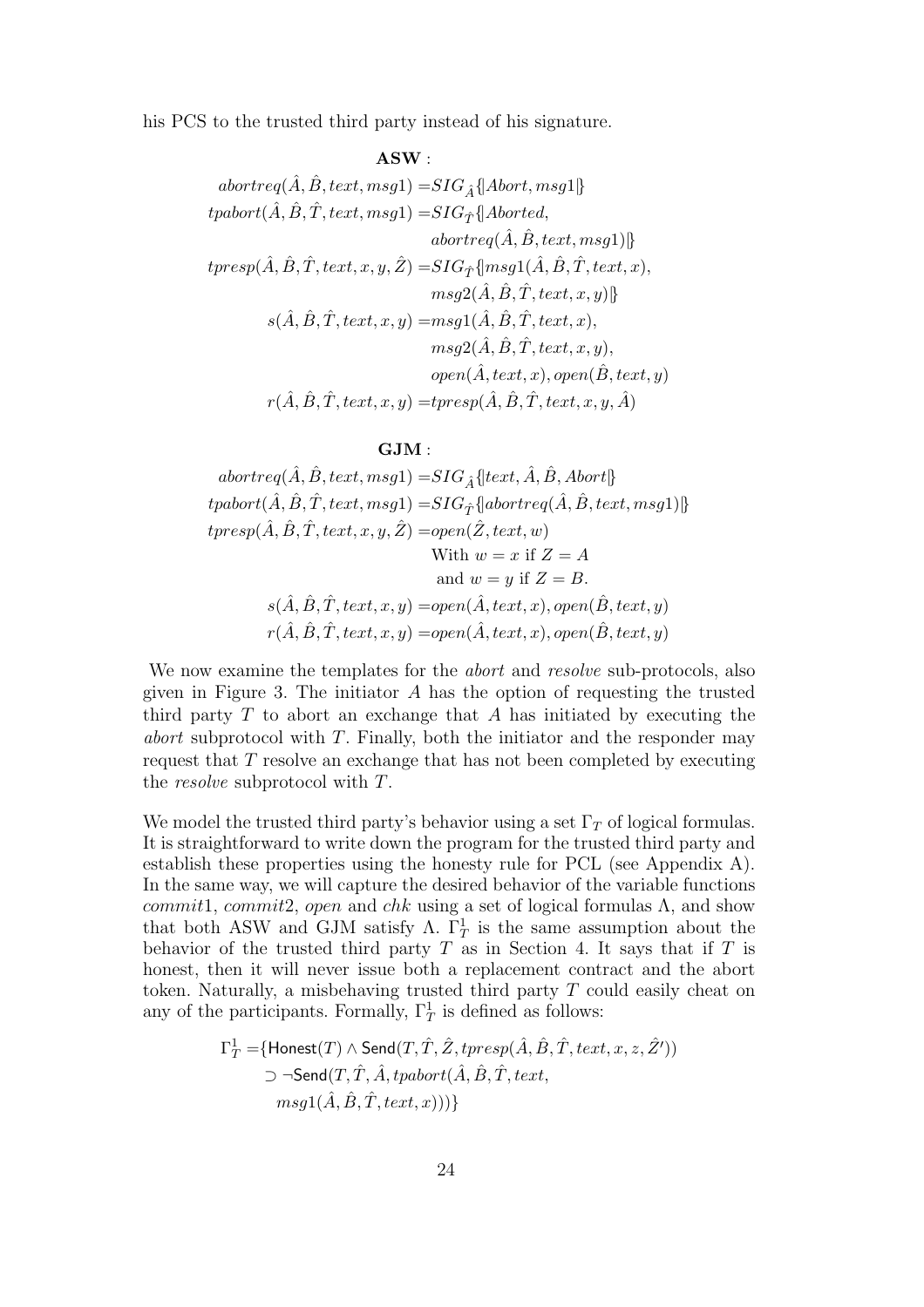his PCS to the trusted third party instead of his signature.

**ASW** :

$$
\begin{aligned}
abortreq(\hat{A},\hat{B},text,msg1) =& SIG_{\hat{A}}\{|Abort, msg1|\} \\
tpabort(\hat{A},\hat{B},\hat{T},text,msg1) =& SIG_{\hat{T}}\{|Aborted, \\
& abortreq(\hat{A},\hat{B},text,msg1)|\} \\
tpresp(\hat{A},\hat{B},\hat{T},text,x,y,\hat{Z}) =& SIG_{\hat{T}}\{|msg1(\hat{A},\hat{B},\hat{T},text,x), \\
& msg2(\hat{A},\hat{B},\hat{T},text,x,y)|\} \\
s(\hat{A},\hat{B},\hat{T},text,x,y) =& msg1(\hat{A},\hat{B},\hat{T},text,x), \\
& msg2(\hat{A},\hat{B},\hat{T},text,x,y), \\
& open(\hat{A},text,x), open(\hat{B},text,y) \\
r(\hat{A},\hat{B},\hat{T},text,x,y) =& tpresp(\hat{A},\hat{B},\hat{T},text,x,y,\hat{A})
\end{aligned}
$$

**GJM** :

$$
\begin{aligned}
abortreq(\hat{A},\hat{B},text,msg1) =& SIG_{\hat{A}}\{|text,\hat{A},\hat{B},Abort|\} \\
tpabort(\hat{A},\hat{B},\hat{T},text,msg1) =& SIG_{\hat{T}}\{|abortreq(\hat{A},\hat{B},text,msg1)|\} \\
tpresp(\hat{A},\hat{B},\hat{T},text,x,y,\hat{Z}) =& open(\hat{Z},text,w) \\
& \text{With } w = x \text{ if } Z = A \\
& \text{and } w = y \text{ if } Z = B. \\
s(\hat{A},\hat{B},\hat{T},text,x,y) =& open(\hat{A},text,x), open(\hat{B},text,y) \\
r(\hat{A},\hat{B},\hat{T},text,x,y) =& open(\hat{A},text,x), open(\hat{B},text,y)
\end{aligned}
$$

We now examine the templates for the *abort* and *resolve* sub-protocols, also given in Figure 3. The initiator $A$ has the option of requesting the trusted third party $T$ to abort an exchange that $A$ has initiated by executing the *abort* subprotocol with $T$. Finally, both the initiator and the responder may request that $T$ resolve an exchange that has not been completed by executing the *resolve* subprotocol with $T$.

We model the trusted third party's behavior using a set $\Gamma_T$ of logical formulas. It is straightforward to write down the program for the trusted third party and establish these properties using the honesty rule for PCL (see Appendix A). In the same way, we will capture the desired behavior of the variable functions *commit*1, *commit*2, *open* and *chk* using a set of logical formulas $\Lambda$, and show that both ASW and GJM satisfy $\Lambda$. $\Gamma_T^1$ is the same assumption about the behavior of the trusted third party $T$ as in Section 4. It says that if $T$ is honest, then it will never issue both a replacement contract and the abort token. Naturally, a misbehaving trusted third party $T$ could easily cheat on any of the participants. Formally, $\Gamma_T^1$ is defined as follows:

$$
\begin{aligned}
\Gamma_T^1 =& \{\mathsf{Honest}(T) \wedge \mathsf{Send}(T,\hat{T},\hat{Z},tpresp(\hat{A},\hat{B},\hat{T},text,x,z,\hat{Z}')) \\
& \supset \neg\mathsf{Send}(T,\hat{T},\hat{A},tpabort(\hat{A},\hat{B},\hat{T},text, \\
& msg1(\hat{A},\hat{B},\hat{T},text,x)))\}
\end{aligned}
$$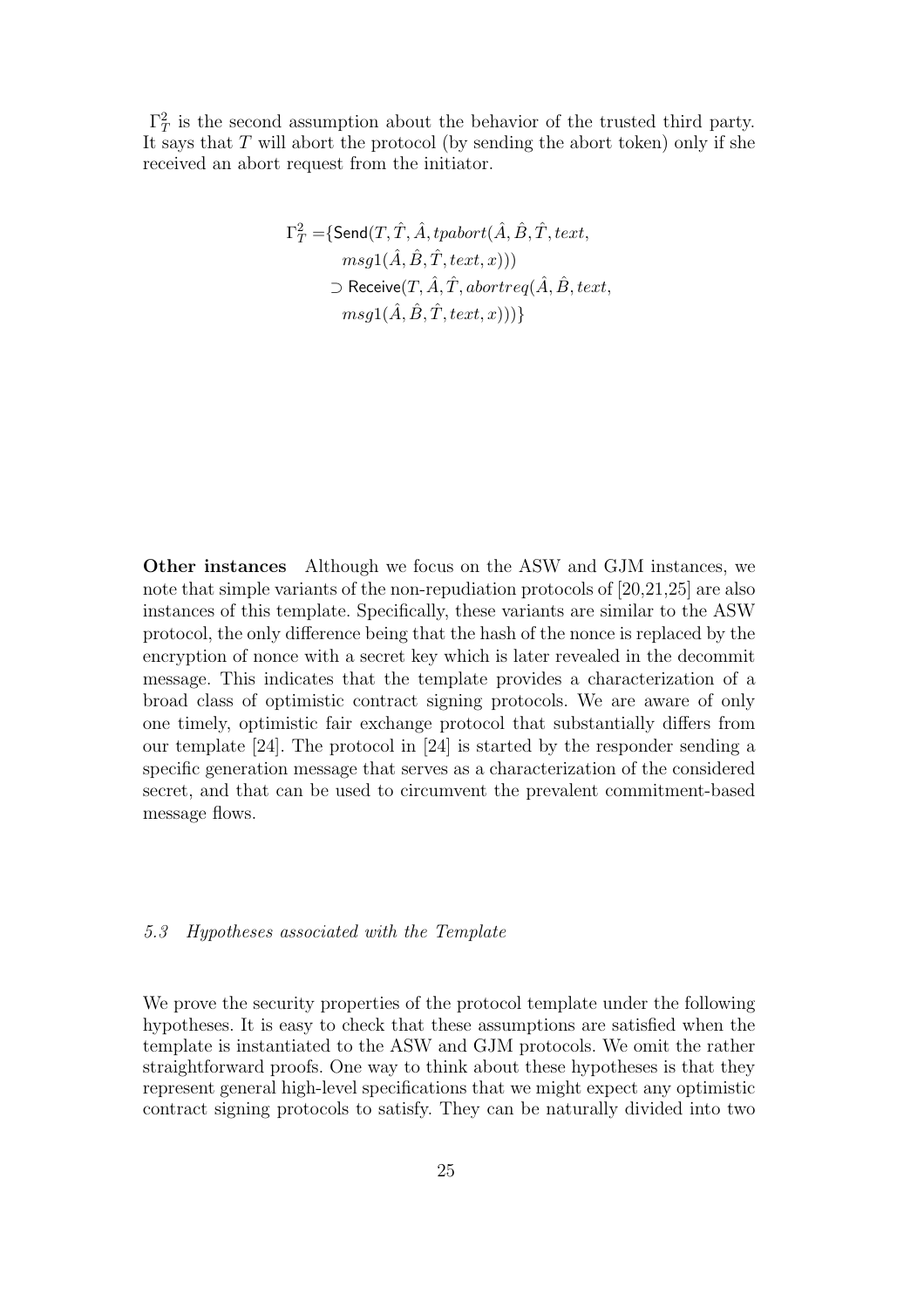$\Gamma_T^2$ is the second assumption about the behavior of the trusted third party. It says that $T$ will abort the protocol (by sending the abort token) only if she received an abort request from the initiator.

$$\begin{aligned}\Gamma_T^2 =\{&\mathsf{Send}(T, \hat{T}, \hat{A}, tpabort(\hat{A}, \hat{B}, \hat{T}, text,\\ &\quad msg1(\hat{A}, \hat{B}, \hat{T}, text, x)))\\ &\quad \supset \mathsf{Receive}(T, \hat{A}, \hat{T}, abortreq(\hat{A}, \hat{B}, text,\\ &\quad msg1(\hat{A}, \hat{B}, \hat{T}, text, x)))\}\end{aligned}$$

**Other instances** Although we focus on the ASW and GJM instances, we note that simple variants of the non-repudiation protocols of [20,21,25] are also instances of this template. Specifically, these variants are similar to the ASW protocol, the only difference being that the hash of the nonce is replaced by the encryption of nonce with a secret key which is later revealed in the decommit message. This indicates that the template provides a characterization of a broad class of optimistic contract signing protocols. We are aware of only one timely, optimistic fair exchange protocol that substantially differs from our template [24]. The protocol in [24] is started by the responder sending a specific generation message that serves as a characterization of the considered secret, and that can be used to circumvent the prevalent commitment-based message flows.

### *5.3 Hypotheses associated with the Template*

We prove the security properties of the protocol template under the following hypotheses. It is easy to check that these assumptions are satisfied when the template is instantiated to the ASW and GJM protocols. We omit the rather straightforward proofs. One way to think about these hypotheses is that they represent general high-level specifications that we might expect any optimistic contract signing protocols to satisfy. They can be naturally divided into two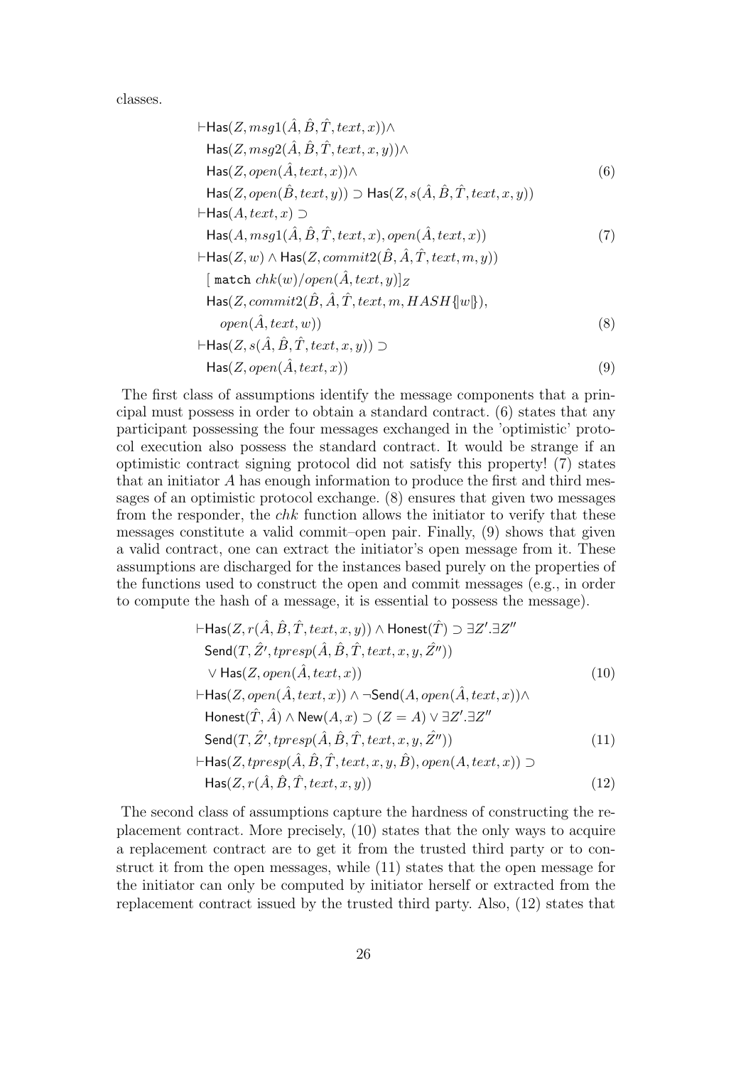classes.

$$
\begin{aligned}
&\vdash \mathsf{Has}(Z, msg1(\hat{A},\hat{B},\hat{T},text,x)) \wedge \\
&\quad \mathsf{Has}(Z, msg2(\hat{A},\hat{B},\hat{T},text,x,y)) \wedge \\
&\quad \mathsf{Has}(Z, open(\hat{A},text,x)) \wedge \qquad\qquad (6)\\
&\quad \mathsf{Has}(Z, open(\hat{B},text,y)) \supset \mathsf{Has}(Z, s(\hat{A},\hat{B},\hat{T},text,x,y)) \\
&\vdash \mathsf{Has}(A, text, x) \supset \\
&\quad \mathsf{Has}(A, msg1(\hat{A},\hat{B},\hat{T},text,x), open(\hat{A},text,x)) \qquad\qquad (7)\\
&\vdash \mathsf{Has}(Z, w) \wedge \mathsf{Has}(Z, commit2(\hat{B},\hat{A},\hat{T},text,m,y)) \\
&\quad [\,\mathtt{match}\ chk(w)/open(\hat{A},text,y)]_Z \\
&\quad \mathsf{Has}(Z, commit2(\hat{B},\hat{A},\hat{T},text,m,HASH\{\!|w|\!\}), \\
&\qquad open(\hat{A},text,w)) \qquad\qquad (8)\\
&\vdash \mathsf{Has}(Z, s(\hat{A},\hat{B},\hat{T},text,x,y)) \supset \\
&\quad \mathsf{Has}(Z, open(\hat{A},text,x)) \qquad\qquad (9)
\end{aligned}
$$

The first class of assumptions identify the message components that a principal must possess in order to obtain a standard contract. (6) states that any participant possessing the four messages exchanged in the 'optimistic' protocol execution also possess the standard contract. It would be strange if an optimistic contract signing protocol did not satisfy this property! (7) states that an initiator $A$ has enough information to produce the first and third messages of an optimistic protocol exchange. (8) ensures that given two messages from the responder, the $chk$ function allows the initiator to verify that these messages constitute a valid commit–open pair. Finally, (9) shows that given a valid contract, one can extract the initiator's open message from it. These assumptions are discharged for the instances based purely on the properties of the functions used to construct the open and commit messages (e.g., in order to compute the hash of a message, it is essential to possess the message).

$$
\begin{aligned}
&\vdash \mathsf{Has}(Z, r(\hat{A},\hat{B},\hat{T},text,x,y)) \wedge \mathsf{Honest}(\hat{T}) \supset \exists Z'.\exists Z'' \\
&\quad \mathsf{Send}(T, \hat{Z}', tpresp(\hat{A},\hat{B},\hat{T},text,x,y,\hat{Z}'')) \\
&\quad \vee \mathsf{Has}(Z, open(\hat{A},text,x)) \qquad\qquad (10)\\
&\vdash \mathsf{Has}(Z, open(\hat{A},text,x)) \wedge \neg\mathsf{Send}(A, open(\hat{A},text,x)) \wedge \\
&\quad \mathsf{Honest}(\hat{T},\hat{A}) \wedge \mathsf{New}(A,x) \supset (Z = A) \vee \exists Z'.\exists Z'' \\
&\quad \mathsf{Send}(T, \hat{Z}', tpresp(\hat{A},\hat{B},\hat{T},text,x,y,\hat{Z}'')) \qquad\qquad (11)\\
&\vdash \mathsf{Has}(Z, tpresp(\hat{A},\hat{B},\hat{T},text,x,y,\hat{B}), open(A,text,x)) \supset \\
&\quad \mathsf{Has}(Z, r(\hat{A},\hat{B},\hat{T},text,x,y)) \qquad\qquad (12)
\end{aligned}
$$

The second class of assumptions capture the hardness of constructing the replacement contract. More precisely, (10) states that the only ways to acquire a replacement contract are to get it from the trusted third party or to construct it from the open messages, while (11) states that the open message for the initiator can only be computed by initiator herself or extracted from the replacement contract issued by the trusted third party. Also, (12) states that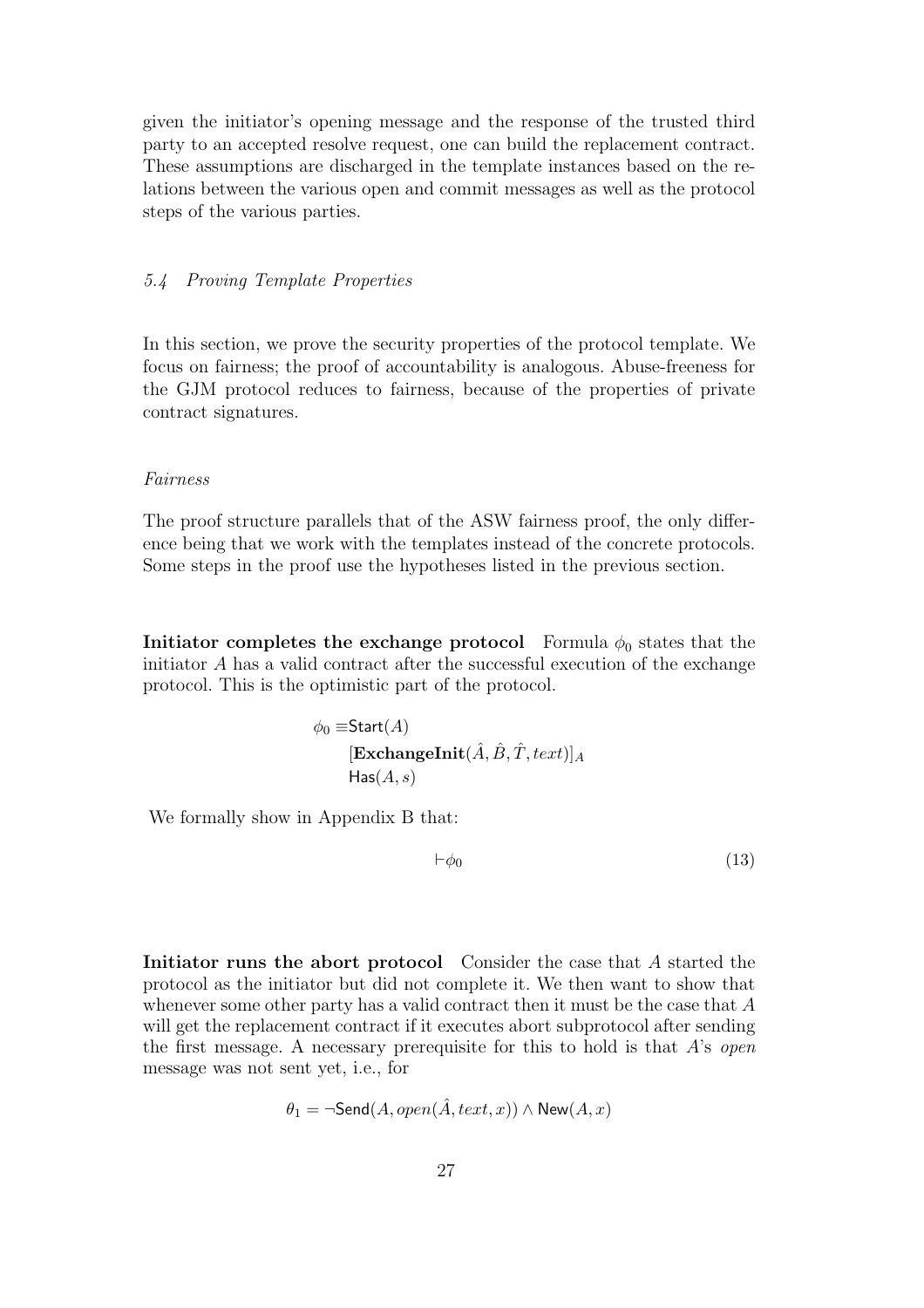given the initiator's opening message and the response of the trusted third party to an accepted resolve request, one can build the replacement contract. These assumptions are discharged in the template instances based on the relations between the various open and commit messages as well as the protocol steps of the various parties.

### *5.4 Proving Template Properties*

In this section, we prove the security properties of the protocol template. We focus on fairness; the proof of accountability is analogous. Abuse-freeness for the GJM protocol reduces to fairness, because of the properties of private contract signatures.

#### *Fairness*

The proof structure parallels that of the ASW fairness proof, the only difference being that we work with the templates instead of the concrete protocols. Some steps in the proof use the hypotheses listed in the previous section.

**Initiator completes the exchange protocol** Formula $\phi_0$ states that the initiator $A$ has a valid contract after the successful execution of the exchange protocol. This is the optimistic part of the protocol.

$$\begin{aligned}\phi_0 \equiv &\mathsf{Start}(A)\\ &[\mathbf{ExchangeInit}(\hat{A}, \hat{B}, \hat{T}, text)]_A\\ &\mathsf{Has}(A, s)\end{aligned}$$

We formally show in Appendix B that:

$$\vdash \phi_0 \tag{13}$$

**Initiator runs the abort protocol** Consider the case that $A$ started the protocol as the initiator but did not complete it. We then want to show that whenever some other party has a valid contract then it must be the case that $A$ will get the replacement contract if it executes abort subprotocol after sending the first message. A necessary prerequisite for this to hold is that $A$'s *open* message was not sent yet, i.e., for

$$\theta_1 = \neg\mathsf{Send}(A, open(\hat{A}, text, x)) \wedge \mathsf{New}(A, x)$$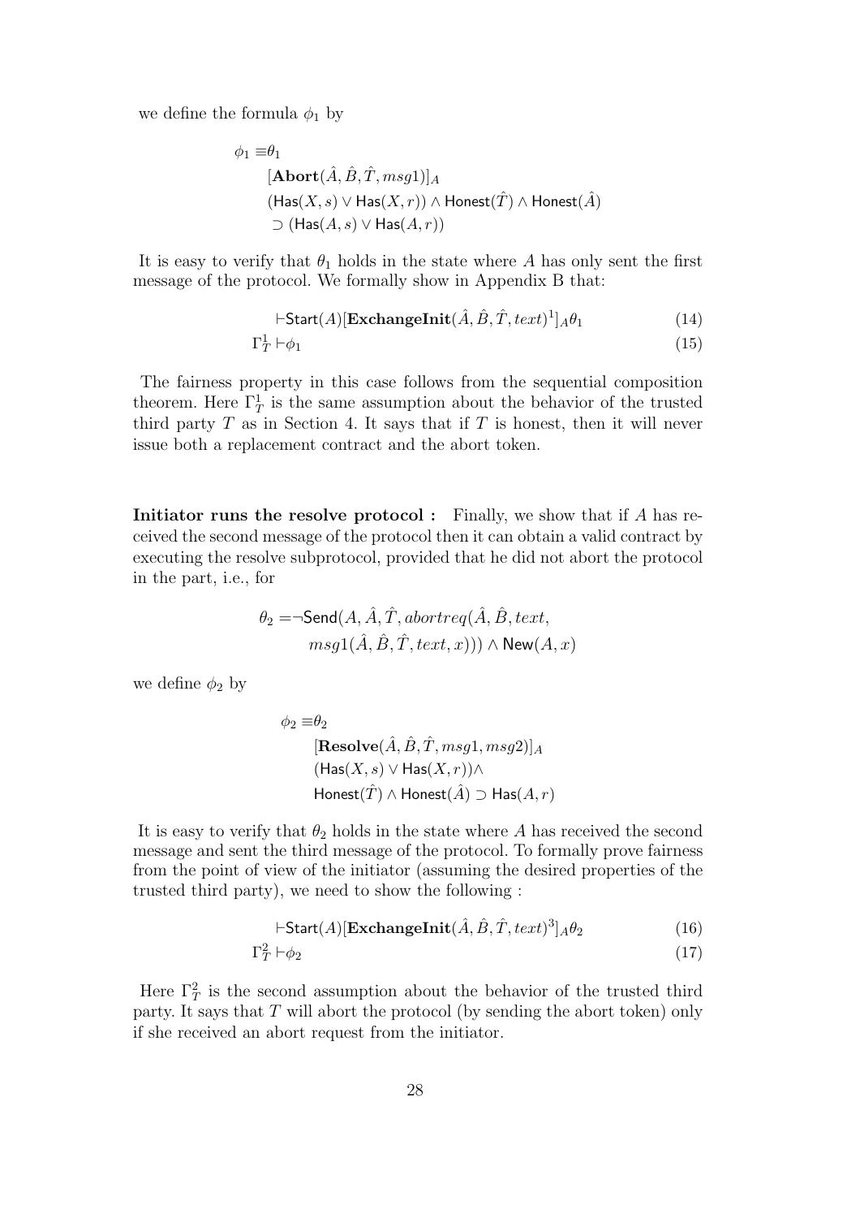we define the formula $\phi_1$ by

$$
\begin{aligned}
\phi_1 \equiv & \theta_1 \\
& [\mathbf{Abort}(\hat{A}, \hat{B}, \hat{T}, msg1)]_A \\
& (\mathsf{Has}(X, s) \vee \mathsf{Has}(X, r)) \wedge \mathsf{Honest}(\hat{T}) \wedge \mathsf{Honest}(\hat{A}) \\
& \supset (\mathsf{Has}(A, s) \vee \mathsf{Has}(A, r))
\end{aligned}
$$

It is easy to verify that $\theta_1$ holds in the state where $A$ has only sent the first message of the protocol. We formally show in Appendix B that:

$$
\vdash \mathsf{Start}(A)[\mathbf{ExchangeInit}(\hat{A}, \hat{B}, \hat{T}, text)^1]_A \theta_1 \tag{14}
$$

$$
\Gamma_T^1 \vdash \phi_1 \tag{15}
$$

The fairness property in this case follows from the sequential composition theorem. Here $\Gamma_T^1$ is the same assumption about the behavior of the trusted third party $T$ as in Section 4. It says that if $T$ is honest, then it will never issue both a replacement contract and the abort token.

**Initiator runs the resolve protocol :** Finally, we show that if $A$ has received the second message of the protocol then it can obtain a valid contract by executing the resolve subprotocol, provided that he did not abort the protocol in the part, i.e., for

$$
\begin{aligned}
\theta_2 = & \neg \mathsf{Send}(A, \hat{A}, \hat{T}, abortreq(\hat{A}, \hat{B}, text, \\
& msg1(\hat{A}, \hat{B}, \hat{T}, text, x))) \wedge \mathsf{New}(A, x)
\end{aligned}
$$

we define $\phi_2$ by

$$
\begin{aligned}
\phi_2 \equiv & \theta_2 \\
& [\mathbf{Resolve}(\hat{A}, \hat{B}, \hat{T}, msg1, msg2)]_A \\
& (\mathsf{Has}(X, s) \vee \mathsf{Has}(X, r)) \wedge \\
& \mathsf{Honest}(\hat{T}) \wedge \mathsf{Honest}(\hat{A}) \supset \mathsf{Has}(A, r)
\end{aligned}
$$

It is easy to verify that $\theta_2$ holds in the state where $A$ has received the second message and sent the third message of the protocol. To formally prove fairness from the point of view of the initiator (assuming the desired properties of the trusted third party), we need to show the following :

$$
\vdash \mathsf{Start}(A)[\mathbf{ExchangeInit}(\hat{A}, \hat{B}, \hat{T}, text)^3]_A \theta_2 \tag{16}
$$

$$
\Gamma_T^2 \vdash \phi_2 \tag{17}
$$

Here $\Gamma_T^2$ is the second assumption about the behavior of the trusted third party. It says that $T$ will abort the protocol (by sending the abort token) only if she received an abort request from the initiator.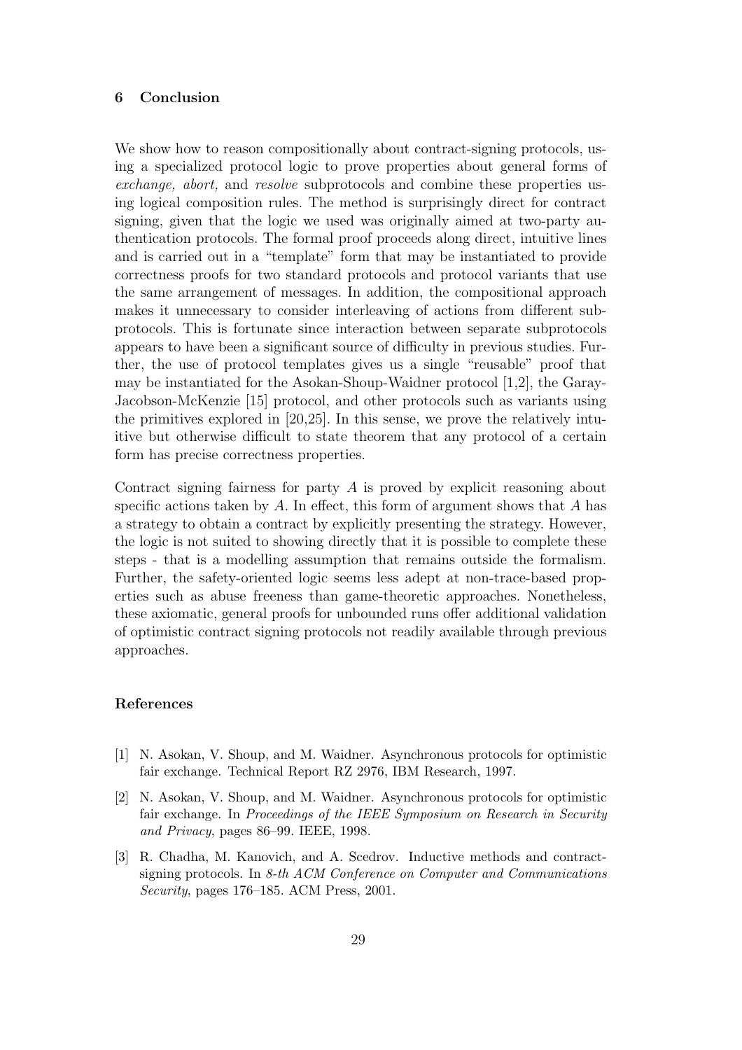## 6 Conclusion

We show how to reason compositionally about contract-signing protocols, using a specialized protocol logic to prove properties about general forms of *exchange, abort,* and *resolve* subprotocols and combine these properties using logical composition rules. The method is surprisingly direct for contract signing, given that the logic we used was originally aimed at two-party authentication protocols. The formal proof proceeds along direct, intuitive lines and is carried out in a "template" form that may be instantiated to provide correctness proofs for two standard protocols and protocol variants that use the same arrangement of messages. In addition, the compositional approach makes it unnecessary to consider interleaving of actions from different subprotocols. This is fortunate since interaction between separate subprotocols appears to have been a significant source of difficulty in previous studies. Further, the use of protocol templates gives us a single "reusable" proof that may be instantiated for the Asokan-Shoup-Waidner protocol [1,2], the Garay-Jacobson-McKenzie [15] protocol, and other protocols such as variants using the primitives explored in [20,25]. In this sense, we prove the relatively intuitive but otherwise difficult to state theorem that any protocol of a certain form has precise correctness properties.

Contract signing fairness for party $A$ is proved by explicit reasoning about specific actions taken by $A$. In effect, this form of argument shows that $A$ has a strategy to obtain a contract by explicitly presenting the strategy. However, the logic is not suited to showing directly that it is possible to complete these steps - that is a modelling assumption that remains outside the formalism. Further, the safety-oriented logic seems less adept at non-trace-based properties such as abuse freeness than game-theoretic approaches. Nonetheless, these axiomatic, general proofs for unbounded runs offer additional validation of optimistic contract signing protocols not readily available through previous approaches.

## References

[1] N. Asokan, V. Shoup, and M. Waidner. Asynchronous protocols for optimistic fair exchange. Technical Report RZ 2976, IBM Research, 1997.

[2] N. Asokan, V. Shoup, and M. Waidner. Asynchronous protocols for optimistic fair exchange. In *Proceedings of the IEEE Symposium on Research in Security and Privacy*, pages 86–99. IEEE, 1998.

[3] R. Chadha, M. Kanovich, and A. Scedrov. Inductive methods and contract-signing protocols. In *8-th ACM Conference on Computer and Communications Security*, pages 176–185. ACM Press, 2001.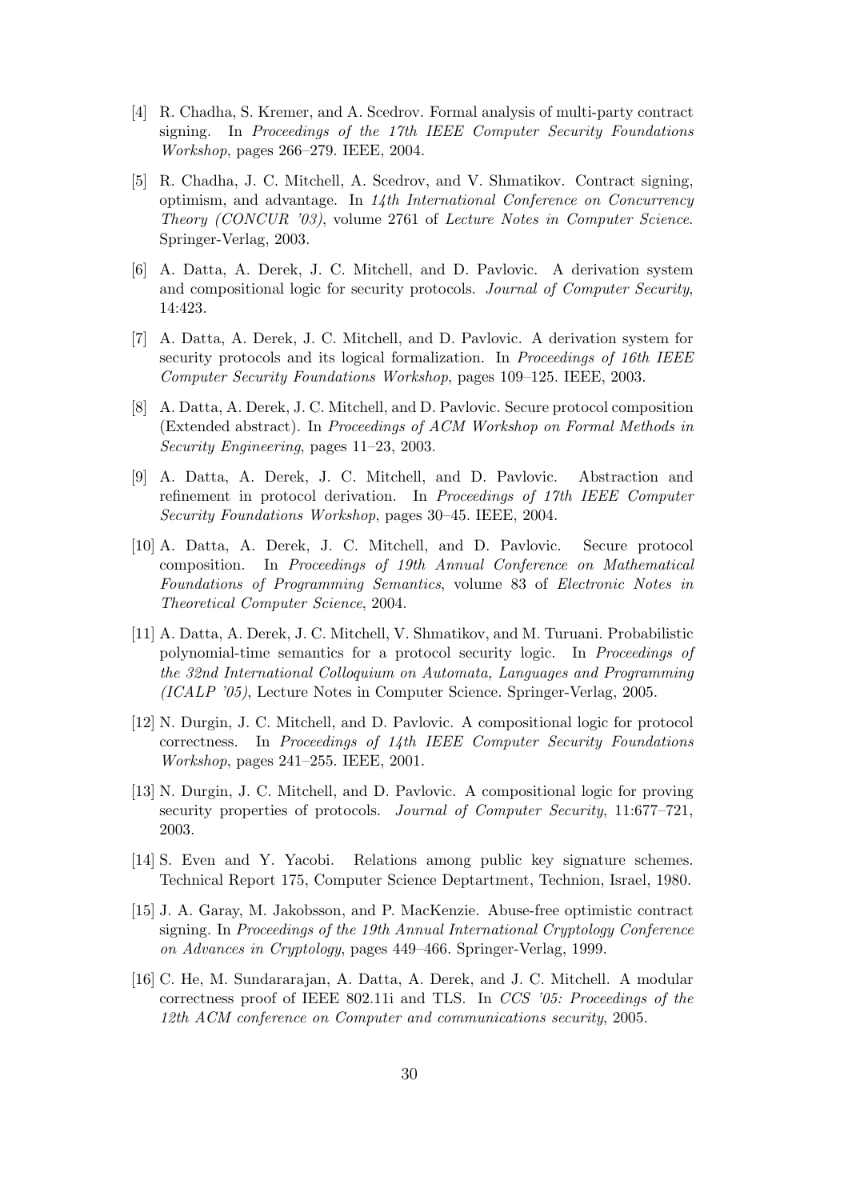[4] R. Chadha, S. Kremer, and A. Scedrov. Formal analysis of multi-party contract signing. In *Proceedings of the 17th IEEE Computer Security Foundations Workshop*, pages 266–279. IEEE, 2004.

[5] R. Chadha, J. C. Mitchell, A. Scedrov, and V. Shmatikov. Contract signing, optimism, and advantage. In *14th International Conference on Concurrency Theory (CONCUR '03)*, volume 2761 of *Lecture Notes in Computer Science*. Springer-Verlag, 2003.

[6] A. Datta, A. Derek, J. C. Mitchell, and D. Pavlovic. A derivation system and compositional logic for security protocols. *Journal of Computer Security*, 14:423.

[7] A. Datta, A. Derek, J. C. Mitchell, and D. Pavlovic. A derivation system for security protocols and its logical formalization. In *Proceedings of 16th IEEE Computer Security Foundations Workshop*, pages 109–125. IEEE, 2003.

[8] A. Datta, A. Derek, J. C. Mitchell, and D. Pavlovic. Secure protocol composition (Extended abstract). In *Proceedings of ACM Workshop on Formal Methods in Security Engineering*, pages 11–23, 2003.

[9] A. Datta, A. Derek, J. C. Mitchell, and D. Pavlovic. Abstraction and refinement in protocol derivation. In *Proceedings of 17th IEEE Computer Security Foundations Workshop*, pages 30–45. IEEE, 2004.

[10] A. Datta, A. Derek, J. C. Mitchell, and D. Pavlovic. Secure protocol composition. In *Proceedings of 19th Annual Conference on Mathematical Foundations of Programming Semantics*, volume 83 of *Electronic Notes in Theoretical Computer Science*, 2004.

[11] A. Datta, A. Derek, J. C. Mitchell, V. Shmatikov, and M. Turuani. Probabilistic polynomial-time semantics for a protocol security logic. In *Proceedings of the 32nd International Colloquium on Automata, Languages and Programming (ICALP '05)*, Lecture Notes in Computer Science. Springer-Verlag, 2005.

[12] N. Durgin, J. C. Mitchell, and D. Pavlovic. A compositional logic for protocol correctness. In *Proceedings of 14th IEEE Computer Security Foundations Workshop*, pages 241–255. IEEE, 2001.

[13] N. Durgin, J. C. Mitchell, and D. Pavlovic. A compositional logic for proving security properties of protocols. *Journal of Computer Security*, 11:677–721, 2003.

[14] S. Even and Y. Yacobi. Relations among public key signature schemes. Technical Report 175, Computer Science Deptartment, Technion, Israel, 1980.

[15] J. A. Garay, M. Jakobsson, and P. MacKenzie. Abuse-free optimistic contract signing. In *Proceedings of the 19th Annual International Cryptology Conference on Advances in Cryptology*, pages 449–466. Springer-Verlag, 1999.

[16] C. He, M. Sundararajan, A. Datta, A. Derek, and J. C. Mitchell. A modular correctness proof of IEEE 802.11i and TLS. In *CCS '05: Proceedings of the 12th ACM conference on Computer and communications security*, 2005.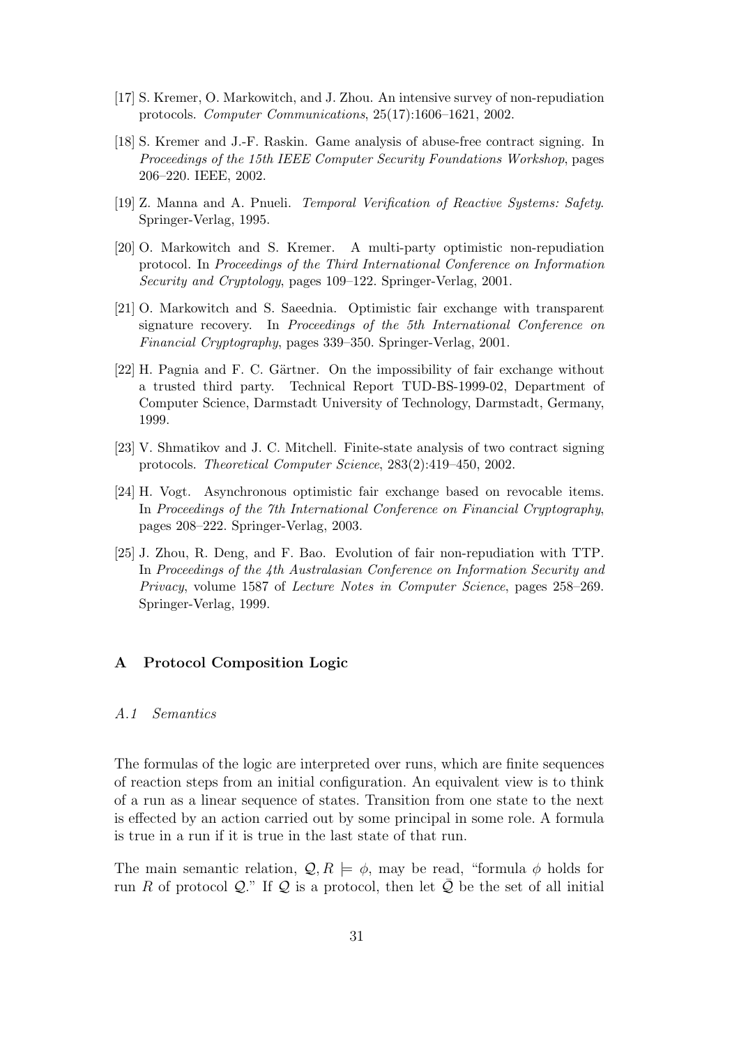[17] S. Kremer, O. Markowitch, and J. Zhou. An intensive survey of non-repudiation protocols. *Computer Communications*, 25(17):1606–1621, 2002.

[18] S. Kremer and J.-F. Raskin. Game analysis of abuse-free contract signing. In *Proceedings of the 15th IEEE Computer Security Foundations Workshop*, pages 206–220. IEEE, 2002.

[19] Z. Manna and A. Pnueli. *Temporal Verification of Reactive Systems: Safety*. Springer-Verlag, 1995.

[20] O. Markowitch and S. Kremer. A multi-party optimistic non-repudiation protocol. In *Proceedings of the Third International Conference on Information Security and Cryptology*, pages 109–122. Springer-Verlag, 2001.

[21] O. Markowitch and S. Saeednia. Optimistic fair exchange with transparent signature recovery. In *Proceedings of the 5th International Conference on Financial Cryptography*, pages 339–350. Springer-Verlag, 2001.

[22] H. Pagnia and F. C. Gärtner. On the impossibility of fair exchange without a trusted third party. Technical Report TUD-BS-1999-02, Department of Computer Science, Darmstadt University of Technology, Darmstadt, Germany, 1999.

[23] V. Shmatikov and J. C. Mitchell. Finite-state analysis of two contract signing protocols. *Theoretical Computer Science*, 283(2):419–450, 2002.

[24] H. Vogt. Asynchronous optimistic fair exchange based on revocable items. In *Proceedings of the 7th International Conference on Financial Cryptography*, pages 208–222. Springer-Verlag, 2003.

[25] J. Zhou, R. Deng, and F. Bao. Evolution of fair non-repudiation with TTP. In *Proceedings of the 4th Australasian Conference on Information Security and Privacy*, volume 1587 of *Lecture Notes in Computer Science*, pages 258–269. Springer-Verlag, 1999.

## A Protocol Composition Logic

### *A.1 Semantics*

The formulas of the logic are interpreted over runs, which are finite sequences of reaction steps from an initial configuration. An equivalent view is to think of a run as a linear sequence of states. Transition from one state to the next is effected by an action carried out by some principal in some role. A formula is true in a run if it is true in the last state of that run.

The main semantic relation, $\mathcal{Q}, R \models \phi$, may be read, "formula $\phi$ holds for run $R$ of protocol $\mathcal{Q}$." If $\mathcal{Q}$ is a protocol, then let $\bar{\mathcal{Q}}$ be the set of all initial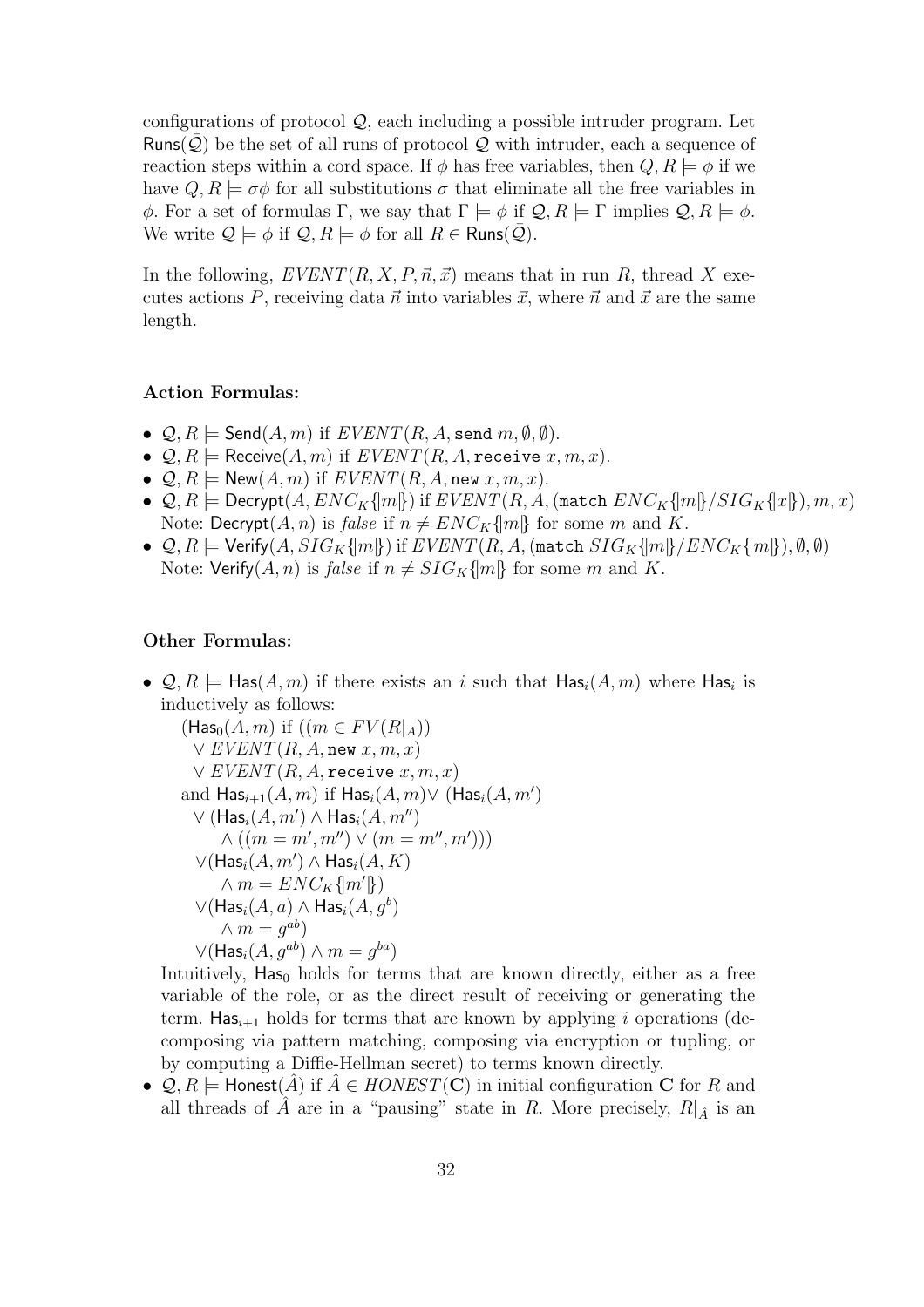configurations of protocol $\mathcal{Q}$, each including a possible intruder program. Let $\mathsf{Runs}(\bar{\mathcal{Q}})$ be the set of all runs of protocol $\mathcal{Q}$ with intruder, each a sequence of reaction steps within a cord space. If $\phi$ has free variables, then $Q, R \models \phi$ if we have $Q, R \models \sigma\phi$ for all substitutions $\sigma$ that eliminate all the free variables in $\phi$. For a set of formulas $\Gamma$, we say that $\Gamma \models \phi$ if $\mathcal{Q}, R \models \Gamma$ implies $\mathcal{Q}, R \models \phi$. We write $\mathcal{Q} \models \phi$ if $\mathcal{Q}, R \models \phi$ for all $R \in \mathsf{Runs}(\bar{\mathcal{Q}})$.

In the following, $EVENT(R, X, P, \vec{n}, \vec{x})$ means that in run $R$, thread $X$ executes actions $P$, receiving data $\vec{n}$ into variables $\vec{x}$, where $\vec{n}$ and $\vec{x}$ are the same length.

**Action Formulas:**

- $\mathcal{Q}, R \models \mathsf{Send}(A, m)$ if $EVENT(R, A, \texttt{send}\ m, \emptyset, \emptyset)$.
- $\mathcal{Q}, R \models \mathsf{Receive}(A, m)$ if $EVENT(R, A, \texttt{receive}\ x, m, x)$.
- $\mathcal{Q}, R \models \mathsf{New}(A, m)$ if $EVENT(R, A, \texttt{new}\ x, m, x)$.
- $\mathcal{Q}, R \models \mathsf{Decrypt}(A, ENC_K\{\!|m|\!\})$ if $EVENT(R, A, (\texttt{match}\ ENC_K\{\!|m|\!\}/SIG_K\{\!|x|\!\}), m, x)$
  Note: $\mathsf{Decrypt}(A, n)$ is *false* if $n \neq ENC_K\{\!|m|\!\}$ for some $m$ and $K$.
- $\mathcal{Q}, R \models \mathsf{Verify}(A, SIG_K\{\!|m|\!\})$ if $EVENT(R, A, (\texttt{match}\ SIG_K\{\!|m|\!\}/ENC_K\{\!|m|\!\}), \emptyset, \emptyset)$
  Note: $\mathsf{Verify}(A, n)$ is *false* if $n \neq SIG_K\{\!|m|\!\}$ for some $m$ and $K$.

**Other Formulas:**

- $\mathcal{Q}, R \models \mathsf{Has}(A, m)$ if there exists an $i$ such that $\mathsf{Has}_i(A, m)$ where $\mathsf{Has}_i$ is inductively as follows:

  $(\mathsf{Has}_0(A, m)$ if $((m \in FV(R|_A))$
  $\quad \vee\ EVENT(R, A, \texttt{new}\ x, m, x)$
  $\quad \vee\ EVENT(R, A, \texttt{receive}\ x, m, x)$
  and $\mathsf{Has}_{i+1}(A, m)$ if $\mathsf{Has}_i(A, m) \vee$ $(\mathsf{Has}_i(A, m')$
  $\quad \vee\ (\mathsf{Has}_i(A, m') \wedge \mathsf{Has}_i(A, m'')$
  $\quad\quad \wedge\ ((m = m', m'') \vee (m = m'', m')))$
  $\quad \vee (\mathsf{Has}_i(A, m') \wedge \mathsf{Has}_i(A, K)$
  $\quad\quad \wedge\ m = ENC_K\{\!|m'|\!\})$
  $\quad \vee (\mathsf{Has}_i(A, a) \wedge \mathsf{Has}_i(A, g^b)$
  $\quad\quad \wedge\ m = g^{ab})$
  $\quad \vee (\mathsf{Has}_i(A, g^{ab}) \wedge m = g^{ba})$

  Intuitively, $\mathsf{Has}_0$ holds for terms that are known directly, either as a free variable of the role, or as the direct result of receiving or generating the term. $\mathsf{Has}_{i+1}$ holds for terms that are known by applying $i$ operations (decomposing via pattern matching, composing via encryption or tupling, or by computing a Diffie-Hellman secret) to terms known directly.
- $\mathcal{Q}, R \models \mathsf{Honest}(\hat{A})$ if $\hat{A} \in HONEST(\mathbf{C})$ in initial configuration $\mathbf{C}$ for $R$ and all threads of $\hat{A}$ are in a "pausing" state in $R$. More precisely, $R|_{\hat{A}}$ is an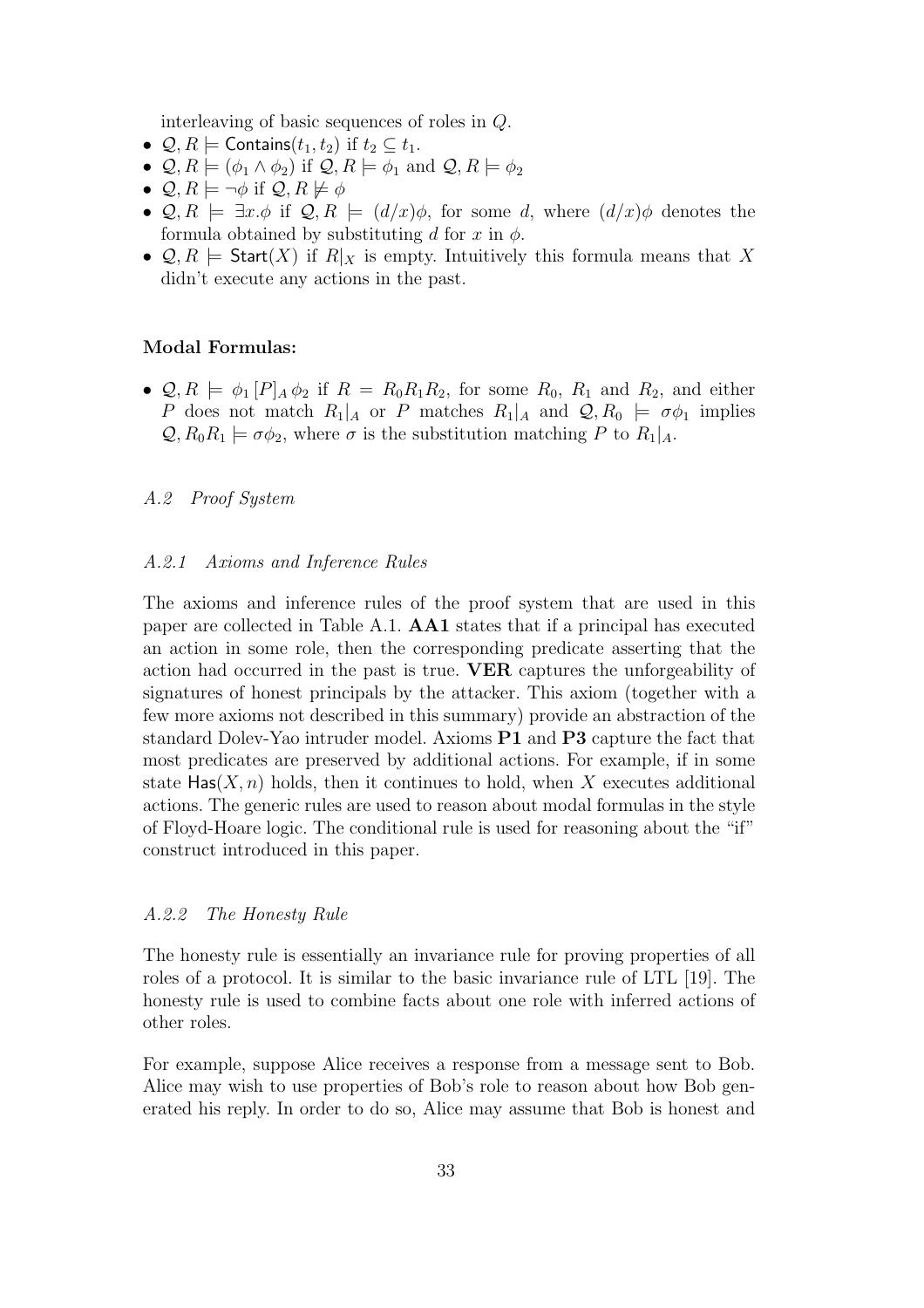interleaving of basic sequences of roles in $Q$.

- $\mathcal{Q}, R \models \mathsf{Contains}(t_1, t_2)$ if $t_2 \subseteq t_1$.
- $\mathcal{Q}, R \models (\phi_1 \wedge \phi_2)$ if $\mathcal{Q}, R \models \phi_1$ and $\mathcal{Q}, R \models \phi_2$
- $\mathcal{Q}, R \models \neg\phi$ if $\mathcal{Q}, R \not\models \phi$
- $\mathcal{Q}, R \models \exists x.\phi$ if $\mathcal{Q}, R \models (d/x)\phi$, for some $d$, where $(d/x)\phi$ denotes the formula obtained by substituting $d$ for $x$ in $\phi$.
- $\mathcal{Q}, R \models \mathsf{Start}(X)$ if $R|_X$ is empty. Intuitively this formula means that $X$ didn't execute any actions in the past.

**Modal Formulas:**

- $\mathcal{Q}, R \models \phi_1 \, [P]_A \, \phi_2$ if $R = R_0 R_1 R_2$, for some $R_0$, $R_1$ and $R_2$, and either $P$ does not match $R_1|_A$ or $P$ matches $R_1|_A$ and $\mathcal{Q}, R_0 \models \sigma\phi_1$ implies $\mathcal{Q}, R_0 R_1 \models \sigma\phi_2$, where $\sigma$ is the substitution matching $P$ to $R_1|_A$.

### *A.2 Proof System*

#### *A.2.1 Axioms and Inference Rules*

The axioms and inference rules of the proof system that are used in this paper are collected in Table A.1. **AA1** states that if a principal has executed an action in some role, then the corresponding predicate asserting that the action had occurred in the past is true. **VER** captures the unforgeability of signatures of honest principals by the attacker. This axiom (together with a few more axioms not described in this summary) provide an abstraction of the standard Dolev-Yao intruder model. Axioms **P1** and **P3** capture the fact that most predicates are preserved by additional actions. For example, if in some state $\mathsf{Has}(X, n)$ holds, then it continues to hold, when $X$ executes additional actions. The generic rules are used to reason about modal formulas in the style of Floyd-Hoare logic. The conditional rule is used for reasoning about the "if" construct introduced in this paper.

#### *A.2.2 The Honesty Rule*

The honesty rule is essentially an invariance rule for proving properties of all roles of a protocol. It is similar to the basic invariance rule of LTL [19]. The honesty rule is used to combine facts about one role with inferred actions of other roles.

For example, suppose Alice receives a response from a message sent to Bob. Alice may wish to use properties of Bob's role to reason about how Bob generated his reply. In order to do so, Alice may assume that Bob is honest and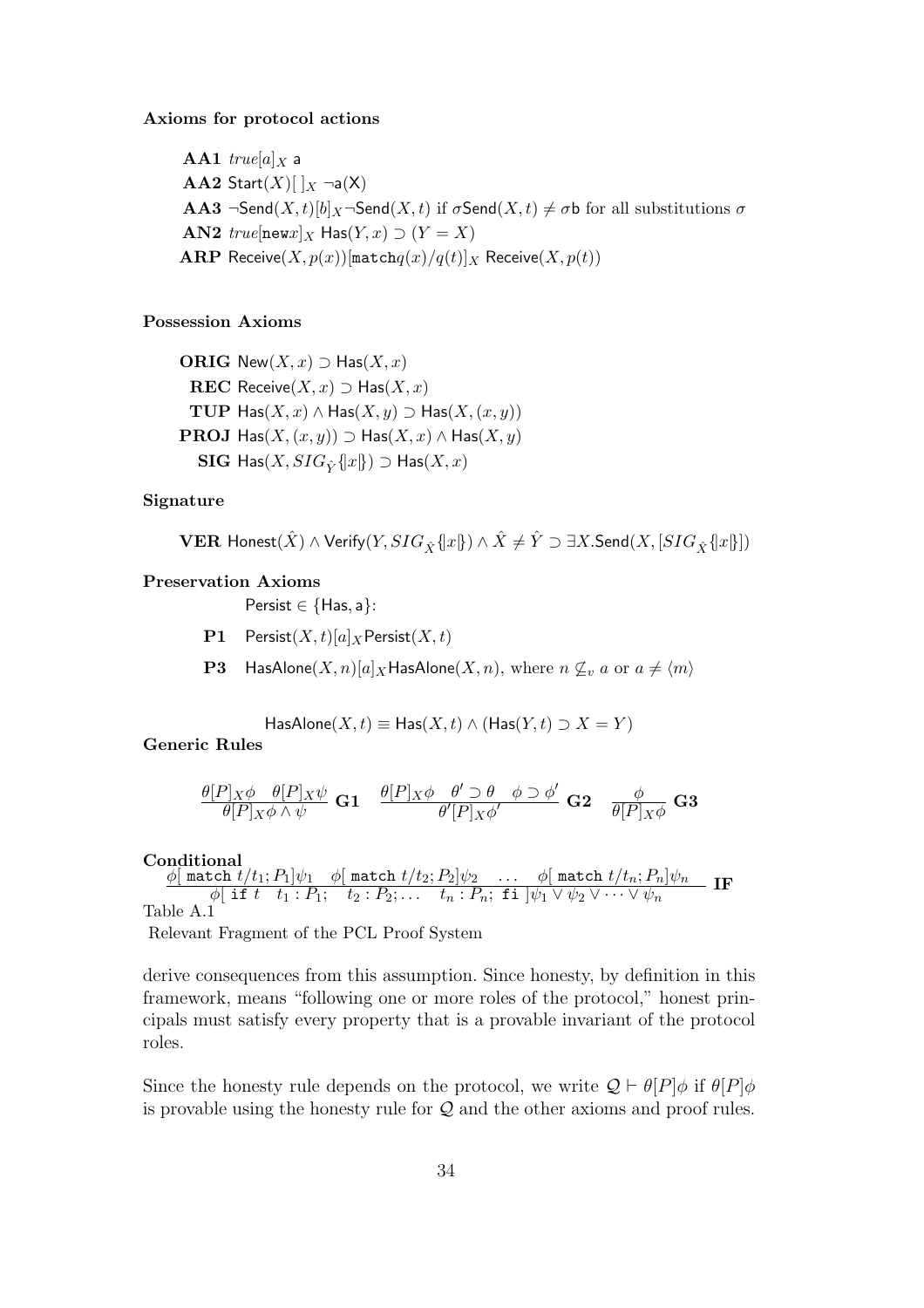**Axioms for protocol actions**

**AA1** $true[a]_X$ a

**AA2** $\mathsf{Start}(X)[\,]_X \neg\mathsf{a}(\mathsf{X})$

**AA3** $\neg\mathsf{Send}(X,t)[b]_X\neg\mathsf{Send}(X,t)$ if $\sigma\mathsf{Send}(X,t) \neq \sigma\mathsf{b}$ for all substitutions $\sigma$

**AN2** $true[\mathtt{new}x]_X\ \mathsf{Has}(Y,x) \supset (Y = X)$

**ARP** $\mathsf{Receive}(X, p(x))[\mathtt{match}q(x)/q(t)]_X\ \mathsf{Receive}(X, p(t))$

**Possession Axioms**

**ORIG** $\mathsf{New}(X,x) \supset \mathsf{Has}(X,x)$

**REC** $\mathsf{Receive}(X,x) \supset \mathsf{Has}(X,x)$

**TUP** $\mathsf{Has}(X,x) \wedge \mathsf{Has}(X,y) \supset \mathsf{Has}(X,(x,y))$

**PROJ** $\mathsf{Has}(X,(x,y)) \supset \mathsf{Has}(X,x) \wedge \mathsf{Has}(X,y)$

**SIG** $\mathsf{Has}(X, SIG_{\hat{Y}}\{\!|x|\!\}) \supset \mathsf{Has}(X,x)$

**Signature**

$$\textbf{VER}\ \mathsf{Honest}(\hat{X}) \wedge \mathsf{Verify}(Y, SIG_{\hat{X}}\{\!|x|\!\}) \wedge \hat{X} \neq \hat{Y} \supset \exists X.\mathsf{Send}(X, [SIG_{\hat{X}}\{\!|x|\!\}])$$

**Preservation Axioms**

$\mathsf{Persist} \in \{\mathsf{Has}, \mathsf{a}\}$:

**P1** $\mathsf{Persist}(X,t)[a]_X\mathsf{Persist}(X,t)$

**P3** $\mathsf{HasAlone}(X,n)[a]_X\mathsf{HasAlone}(X,n)$, where $n \not\subseteq_v a$ or $a \neq \langle m \rangle$

$$\mathsf{HasAlone}(X,t) \equiv \mathsf{Has}(X,t) \wedge (\mathsf{Has}(Y,t) \supset X = Y)$$

**Generic Rules**

$$\frac{\theta[P]_X\phi \quad \theta[P]_X\psi}{\theta[P]_X\phi \wedge \psi}\ \textbf{G1} \qquad \frac{\theta[P]_X\phi \quad \theta' \supset \theta \quad \phi \supset \phi'}{\theta'[P]_X\phi'}\ \textbf{G2} \qquad \frac{\phi}{\theta[P]_X\phi}\ \textbf{G3}$$

**Conditional**

$$\frac{\phi[\ \mathtt{match}\ t/t_1; P_1]\psi_1 \quad \phi[\ \mathtt{match}\ t/t_2; P_2]\psi_2 \quad \ldots \quad \phi[\ \mathtt{match}\ t/t_n; P_n]\psi_n}{\phi[\ \mathtt{if}\ t \quad t_1 : P_1; \quad t_2 : P_2; \ldots \quad t_n : P_n;\ \mathtt{fi}\ ]\psi_1 \vee \psi_2 \vee \cdots \vee \psi_n}\ \textbf{IF}$$

Table A.1

Relevant Fragment of the PCL Proof System

derive consequences from this assumption. Since honesty, by definition in this framework, means "following one or more roles of the protocol," honest principals must satisfy every property that is a provable invariant of the protocol roles.

Since the honesty rule depends on the protocol, we write $\mathcal{Q} \vdash \theta[P]\phi$ if $\theta[P]\phi$ is provable using the honesty rule for $\mathcal{Q}$ and the other axioms and proof rules.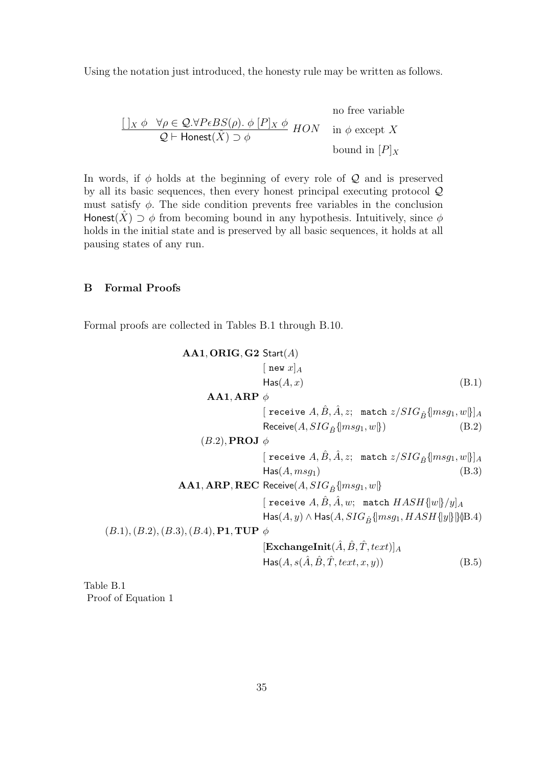Using the notation just introduced, the honesty rule may be written as follows.

$$\frac{[\,]_X\ \phi \quad \forall \rho \in \mathcal{Q}. \forall P \epsilon BS(\rho).\ \phi\ [P]_X\ \phi}{\mathcal{Q} \vdash \mathsf{Honest}(\hat{X}) \supset \phi}\ HON \qquad \begin{array}{l}\text{no free variable}\\ \text{in } \phi \text{ except } X\\ \text{bound in } [P]_X\end{array}$$

In words, if $\phi$ holds at the beginning of every role of $\mathcal{Q}$ and is preserved by all its basic sequences, then every honest principal executing protocol $\mathcal{Q}$ must satisfy $\phi$. The side condition prevents free variables in the conclusion $\mathsf{Honest}(\hat{X}) \supset \phi$ from becoming bound in any hypothesis. Intuitively, since $\phi$ holds in the initial state and is preserved by all basic sequences, it holds at all pausing states of any run.

## B Formal Proofs

Formal proofs are collected in Tables B.1 through B.10.

$$
\begin{array}{rll}
\mathbf{AA1}, \mathbf{ORIG}, \mathbf{G2} & \mathsf{Start}(A) & \\
& [\ \mathtt{new}\ x]_A & \\
& \mathsf{Has}(A, x) & \text{(B.1)} \\
\mathbf{AA1}, \mathbf{ARP} & \phi & \\
& [\ \mathtt{receive}\ A, \hat{B}, \hat{A}, z;\ \ \mathtt{match}\ z/SIG_{\hat{B}}\{|msg_1, w|\}]_A & \\
& \mathsf{Receive}(A, SIG_{\hat{B}}\{|msg_1, w|\}) & \text{(B.2)} \\
(B.2), \mathbf{PROJ} & \phi & \\
& [\ \mathtt{receive}\ A, \hat{B}, \hat{A}, z;\ \ \mathtt{match}\ z/SIG_{\hat{B}}\{|msg_1, w|\}]_A & \\
& \mathsf{Has}(A, msg_1) & \text{(B.3)} \\
\mathbf{AA1}, \mathbf{ARP}, \mathbf{REC} & \mathsf{Receive}(A, SIG_{\hat{B}}\{|msg_1, w|\} & \\
& [\ \mathtt{receive}\ A, \hat{B}, \hat{A}, w;\ \ \mathtt{match}\ HASH\{|w|\}/y]_A & \\
& \mathsf{Has}(A, y) \wedge \mathsf{Has}(A, SIG_{\hat{B}}\{|msg_1, HASH\{|y|\}|\}) & \text{(B.4)} \\
(B.1), (B.2), (B.3), (B.4), \mathbf{P1}, \mathbf{TUP} & \phi & \\
& [\mathbf{ExchangeInit}(\hat{A}, \hat{B}, \hat{T}, text)]_A & \\
& \mathsf{Has}(A, s(\hat{A}, \hat{B}, \hat{T}, text, x, y)) & \text{(B.5)}
\end{array}
$$

Table B.1
Proof of Equation 1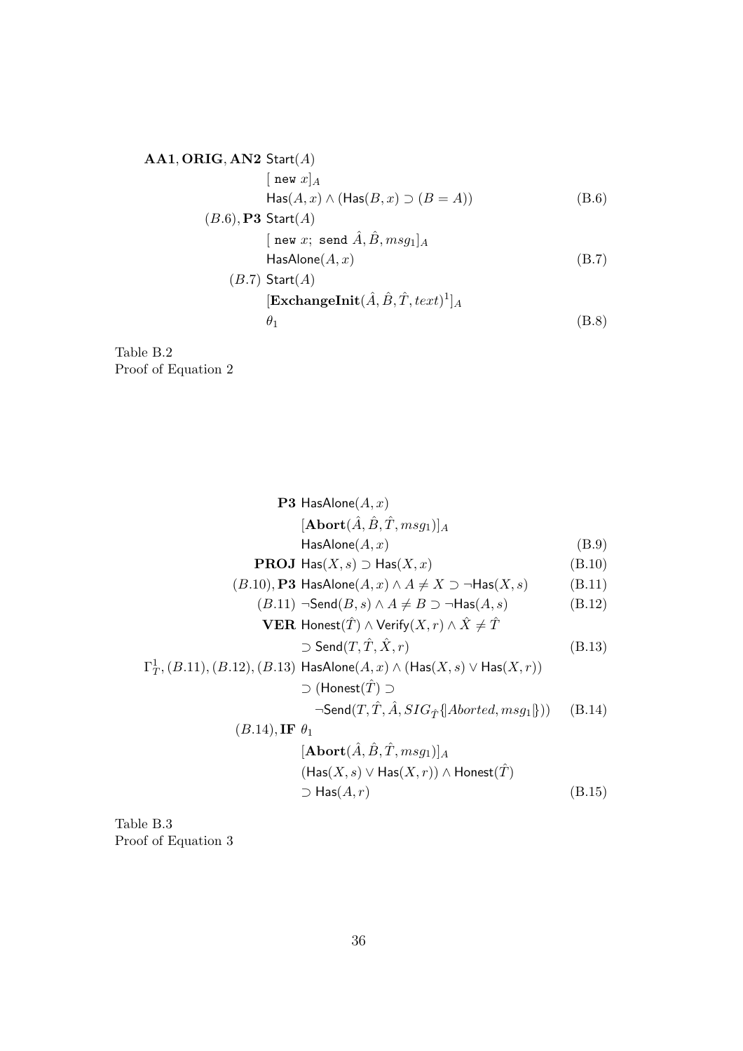$$
\begin{array}{lll}
\textbf{AA1}, \textbf{ORIG}, \textbf{AN2} & \mathsf{Start}(A) & \\
 & [\ \mathtt{new}\ x]_A & \\
 & \mathsf{Has}(A, x) \wedge (\mathsf{Has}(B, x) \supset (B = A)) & \text{(B.6)} \\
(B.6), \textbf{P3} & \mathsf{Start}(A) & \\
 & [\ \mathtt{new}\ x;\ \mathtt{send}\ \hat{A}, \hat{B}, msg_1]_A & \\
 & \mathsf{HasAlone}(A, x) & \text{(B.7)} \\
(B.7) & \mathsf{Start}(A) & \\
 & [\mathbf{ExchangeInit}(\hat{A}, \hat{B}, \hat{T}, text)^1]_A & \\
 & \theta_1 & \text{(B.8)}
\end{array}
$$

Table B.2
Proof of Equation 2

$$
\begin{array}{lll}
\textbf{P3} & \mathsf{HasAlone}(A, x) & \\
 & [\mathbf{Abort}(\hat{A}, \hat{B}, \hat{T}, msg_1)]_A & \\
 & \mathsf{HasAlone}(A, x) & \text{(B.9)} \\
\textbf{PROJ} & \mathsf{Has}(X, s) \supset \mathsf{Has}(X, x) & \text{(B.10)} \\
(B.10), \textbf{P3} & \mathsf{HasAlone}(A, x) \wedge A \neq X \supset \neg\mathsf{Has}(X, s) & \text{(B.11)} \\
(B.11) & \neg\mathsf{Send}(B, s) \wedge A \neq B \supset \neg\mathsf{Has}(A, s) & \text{(B.12)} \\
\textbf{VER} & \mathsf{Honest}(\hat{T}) \wedge \mathsf{Verify}(X, r) \wedge \hat{X} \neq \hat{T} & \\
 & \supset \mathsf{Send}(T, \hat{T}, \hat{X}, r) & \text{(B.13)} \\
\Gamma^1_T, (B.11), (B.12), (B.13) & \mathsf{HasAlone}(A, x) \wedge (\mathsf{Has}(X, s) \vee \mathsf{Has}(X, r)) & \\
 & \supset (\mathsf{Honest}(\hat{T}) \supset & \\
 & \quad \neg\mathsf{Send}(T, \hat{T}, \hat{A}, SIG_{\hat{T}}\{|Aborted, msg_1|\})) & \text{(B.14)} \\
(B.14), \textbf{IF} & \theta_1 & \\
 & [\mathbf{Abort}(\hat{A}, \hat{B}, \hat{T}, msg_1)]_A & \\
 & (\mathsf{Has}(X, s) \vee \mathsf{Has}(X, r)) \wedge \mathsf{Honest}(\hat{T}) & \\
 & \supset \mathsf{Has}(A, r) & \text{(B.15)}
\end{array}
$$

Table B.3
Proof of Equation 3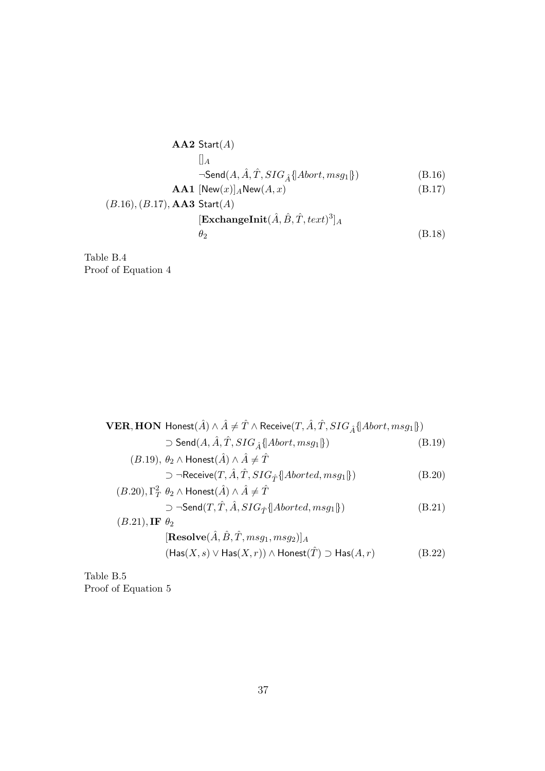$$
\begin{array}{lll}
\textbf{AA2} & \mathsf{Start}(A) & \\
& [\,]_A & \\
& \neg\mathsf{Send}(A, \hat{A}, \hat{T}, SIG_{\hat{A}}\{|Abort, msg_1|\}) & (B.16) \\
\textbf{AA1} & [\mathsf{New}(x)]_A \mathsf{New}(A, x) & (B.17) \\
(B.16), (B.17), \textbf{AA3} & \mathsf{Start}(A) & \\
& [\textbf{ExchangeInit}(\hat{A}, \hat{B}, \hat{T}, text)^3]_A & \\
& \theta_2 & (B.18)
\end{array}
$$

Table B.4
Proof of Equation 4

$$
\begin{array}{lll}
\textbf{VER}, \textbf{HON} & \mathsf{Honest}(\hat{A}) \wedge \hat{A} \neq \hat{T} \wedge \mathsf{Receive}(T, \hat{A}, \hat{T}, SIG_{\hat{A}}\{|Abort, msg_1|\}) & \\
& \supset \mathsf{Send}(A, \hat{A}, \hat{T}, SIG_{\hat{A}}\{|Abort, msg_1|\}) & (B.19) \\
(B.19), & \theta_2 \wedge \mathsf{Honest}(\hat{A}) \wedge \hat{A} \neq \hat{T} & \\
& \supset \neg\mathsf{Receive}(T, \hat{A}, \hat{T}, SIG_{\hat{T}}\{|Aborted, msg_1|\}) & (B.20) \\
(B.20), \Gamma_T^2 & \theta_2 \wedge \mathsf{Honest}(\hat{A}) \wedge \hat{A} \neq \hat{T} & \\
& \supset \neg\mathsf{Send}(T, \hat{T}, \hat{A}, SIG_{\hat{T}}\{|Aborted, msg_1|\}) & (B.21) \\
(B.21), \textbf{IF} & \theta_2 & \\
& [\textbf{Resolve}(\hat{A}, \hat{B}, \hat{T}, msg_1, msg_2)]_A & \\
& (\mathsf{Has}(X, s) \vee \mathsf{Has}(X, r)) \wedge \mathsf{Honest}(\hat{T}) \supset \mathsf{Has}(A, r) & (B.22)
\end{array}
$$

Table B.5
Proof of Equation 5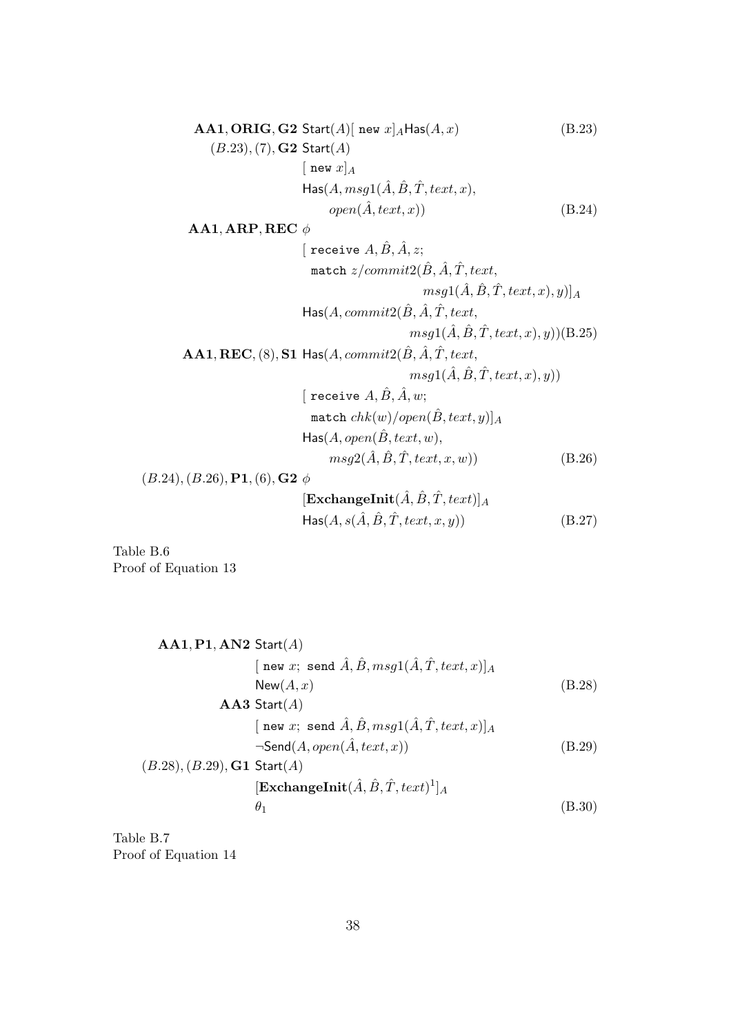$$\textbf{AA1}, \textbf{ORIG}, \textbf{G2} \; \mathsf{Start}(A)[\ \mathtt{new}\ x]_A \mathsf{Has}(A, x) \tag{B.23}$$

$$\begin{aligned}(B.23), (7), \textbf{G2} \; & \mathsf{Start}(A) \\ & [\ \mathtt{new}\ x]_A \\ & \mathsf{Has}(A, msg1(\hat{A}, \hat{B}, \hat{T}, text, x), \\ & \quad open(\hat{A}, text, x))\end{aligned} \tag{B.24}$$

$$\begin{aligned}\textbf{AA1}, \textbf{ARP}, \textbf{REC} \; & \phi \\ & [\ \mathtt{receive}\ A, \hat{B}, \hat{A}, z; \\ & \quad \mathtt{match}\ z/commit2(\hat{B}, \hat{A}, \hat{T}, text, \\ & \qquad msg1(\hat{A}, \hat{B}, \hat{T}, text, x), y)]_A \\ & \mathsf{Has}(A, commit2(\hat{B}, \hat{A}, \hat{T}, text, \\ & \qquad msg1(\hat{A}, \hat{B}, \hat{T}, text, x), y))\end{aligned} \tag{B.25}$$

$$\begin{aligned}\textbf{AA1}, \textbf{REC}, (8), \textbf{S1} \; & \mathsf{Has}(A, commit2(\hat{B}, \hat{A}, \hat{T}, text, \\ & \qquad msg1(\hat{A}, \hat{B}, \hat{T}, text, x), y)) \\ & [\ \mathtt{receive}\ A, \hat{B}, \hat{A}, w; \\ & \quad \mathtt{match}\ chk(w)/open(\hat{B}, text, y)]_A \\ & \mathsf{Has}(A, open(\hat{B}, text, w), \\ & \quad msg2(\hat{A}, \hat{B}, \hat{T}, text, x, w))\end{aligned} \tag{B.26}$$

$$\begin{aligned}(B.24), (B.26), \textbf{P1}, (6), \textbf{G2} \; & \phi \\ & [\textbf{ExchangeInit}(\hat{A}, \hat{B}, \hat{T}, text)]_A \\ & \mathsf{Has}(A, s(\hat{A}, \hat{B}, \hat{T}, text, x, y))\end{aligned} \tag{B.27}$$

Table B.6
Proof of Equation 13

$$\begin{aligned}\textbf{AA1}, \textbf{P1}, \textbf{AN2} \; & \mathsf{Start}(A) \\ & [\ \mathtt{new}\ x;\ \mathtt{send}\ \hat{A}, \hat{B}, msg1(\hat{A}, \hat{T}, text, x)]_A \\ & \mathsf{New}(A, x)\end{aligned} \tag{B.28}$$

$$\begin{aligned}\textbf{AA3} \; & \mathsf{Start}(A) \\ & [\ \mathtt{new}\ x;\ \mathtt{send}\ \hat{A}, \hat{B}, msg1(\hat{A}, \hat{T}, text, x)]_A \\ & \neg\mathsf{Send}(A, open(\hat{A}, text, x))\end{aligned} \tag{B.29}$$

$$\begin{aligned}(B.28), (B.29), \textbf{G1} \; & \mathsf{Start}(A) \\ & [\textbf{ExchangeInit}(\hat{A}, \hat{B}, \hat{T}, text)^1]_A \\ & \theta_1\end{aligned} \tag{B.30}$$

Table B.7
Proof of Equation 14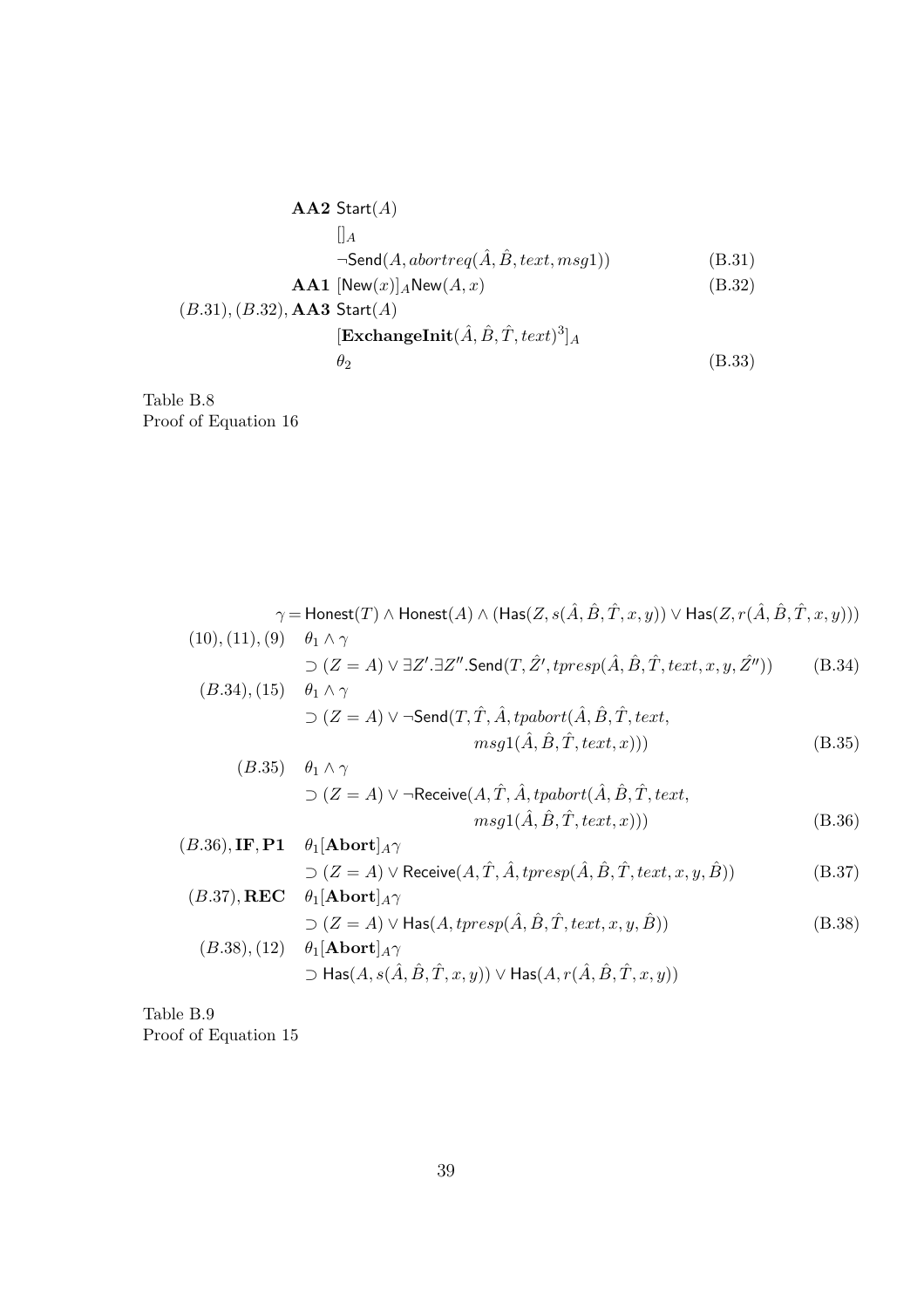$$
\begin{array}{lll}
\mathbf{AA2} & \mathsf{Start}(A) & \\
& [\,]_A & \\
& \neg\mathsf{Send}(A, abortreq(\hat{A}, \hat{B}, text, msg1)) & \text{(B.31)} \\
\mathbf{AA1} & [\mathsf{New}(x)]_A \mathsf{New}(A, x) & \text{(B.32)} \\
(B.31), (B.32), \mathbf{AA3} & \mathsf{Start}(A) & \\
& [\mathbf{ExchangeInit}(\hat{A}, \hat{B}, \hat{T}, text)^3]_A & \\
& \theta_2 & \text{(B.33)}
\end{array}
$$

Table B.8
Proof of Equation 16

$$
\begin{array}{lll}
& \gamma = \mathsf{Honest}(T) \wedge \mathsf{Honest}(A) \wedge (\mathsf{Has}(Z, s(\hat{A}, \hat{B}, \hat{T}, x, y)) \vee \mathsf{Has}(Z, r(\hat{A}, \hat{B}, \hat{T}, x, y))) & \\
(10), (11), (9) & \theta_1 \wedge \gamma & \\
& \supset (Z = A) \vee \exists Z'. \exists Z''. \mathsf{Send}(T, \hat{Z}', tpresp(\hat{A}, \hat{B}, \hat{T}, text, x, y, \hat{Z}'')) & \text{(B.34)} \\
(B.34), (15) & \theta_1 \wedge \gamma & \\
& \supset (Z = A) \vee \neg\mathsf{Send}(T, \hat{T}, \hat{A}, tpabort(\hat{A}, \hat{B}, \hat{T}, text, & \\
& \qquad msg1(\hat{A}, \hat{B}, \hat{T}, text, x))) & \text{(B.35)} \\
(B.35) & \theta_1 \wedge \gamma & \\
& \supset (Z = A) \vee \neg\mathsf{Receive}(A, \hat{T}, \hat{A}, tpabort(\hat{A}, \hat{B}, \hat{T}, text, & \\
& \qquad msg1(\hat{A}, \hat{B}, \hat{T}, text, x))) & \text{(B.36)} \\
(B.36), \mathbf{IF}, \mathbf{P1} & \theta_1 [\mathbf{Abort}]_A \gamma & \\
& \supset (Z = A) \vee \mathsf{Receive}(A, \hat{T}, \hat{A}, tpresp(\hat{A}, \hat{B}, \hat{T}, text, x, y, \hat{B})) & \text{(B.37)} \\
(B.37), \mathbf{REC} & \theta_1 [\mathbf{Abort}]_A \gamma & \\
& \supset (Z = A) \vee \mathsf{Has}(A, tpresp(\hat{A}, \hat{B}, \hat{T}, text, x, y, \hat{B})) & \text{(B.38)} \\
(B.38), (12) & \theta_1 [\mathbf{Abort}]_A \gamma & \\
& \supset \mathsf{Has}(A, s(\hat{A}, \hat{B}, \hat{T}, x, y)) \vee \mathsf{Has}(A, r(\hat{A}, \hat{B}, \hat{T}, x, y)) &
\end{array}
$$

Table B.9
Proof of Equation 15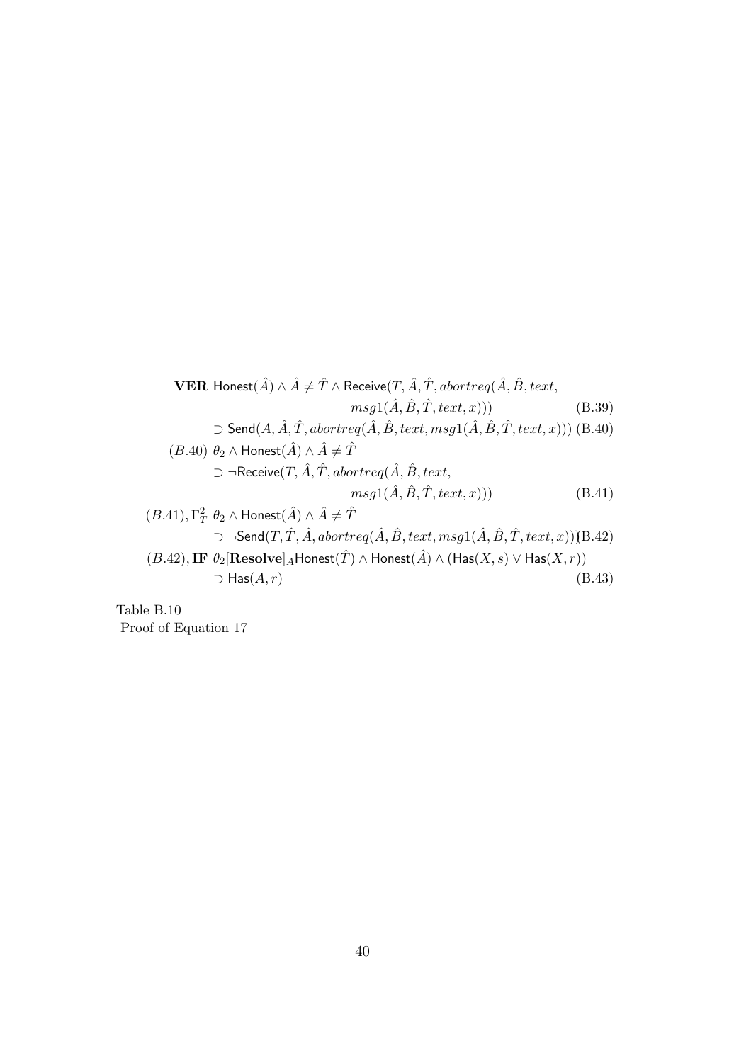$$\textbf{VER}\ \ \mathsf{Honest}(\hat{A}) \wedge \hat{A} \neq \hat{T} \wedge \mathsf{Receive}(T, \hat{A}, \hat{T}, abortreq(\hat{A}, \hat{B}, text, msg1(\hat{A}, \hat{B}, \hat{T}, text, x))) \tag{B.39}$$

$$\supset \mathsf{Send}(A, \hat{A}, \hat{T}, abortreq(\hat{A}, \hat{B}, text, msg1(\hat{A}, \hat{B}, \hat{T}, text, x))) \tag{B.40}$$

$$(B.40)\ \ \theta_2 \wedge \mathsf{Honest}(\hat{A}) \wedge \hat{A} \neq \hat{T} \supset \neg\mathsf{Receive}(T, \hat{A}, \hat{T}, abortreq(\hat{A}, \hat{B}, text, msg1(\hat{A}, \hat{B}, \hat{T}, text, x))) \tag{B.41}$$

$$(B.41), \Gamma_T^2\ \ \theta_2 \wedge \mathsf{Honest}(\hat{A}) \wedge \hat{A} \neq \hat{T} \supset \neg\mathsf{Send}(T, \hat{T}, \hat{A}, abortreq(\hat{A}, \hat{B}, text, msg1(\hat{A}, \hat{B}, \hat{T}, text, x))) \tag{B.42}$$

$$(B.42), \textbf{IF}\ \ \theta_2[\textbf{Resolve}]_A \mathsf{Honest}(\hat{T}) \wedge \mathsf{Honest}(\hat{A}) \wedge (\mathsf{Has}(X, s) \vee \mathsf{Has}(X, r)) \supset \mathsf{Has}(A, r) \tag{B.43}$$

Table B.10
Proof of Equation 17